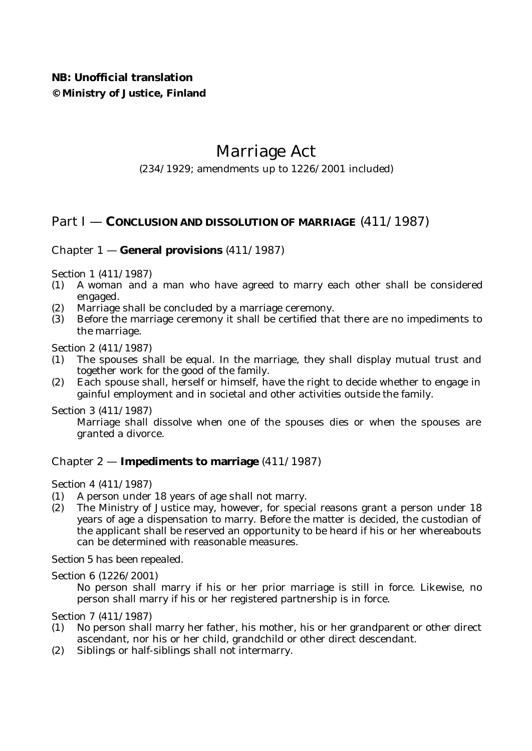**NB: Unofficial translation**
**© Ministry of Justice, Finland**

# Marriage Act

(234/1929; amendments up to 1226/2001 included)

## Part I — CONCLUSION AND DISSOLUTION OF MARRIAGE (411/1987)

### Chapter 1 — General provisions (411/1987)

Section 1 (411/1987)

(1) A woman and a man who have agreed to marry each other shall be considered engaged.

(2) Marriage shall be concluded by a marriage ceremony.

(3) Before the marriage ceremony it shall be certified that there are no impediments to the marriage.

Section 2 (411/1987)

(1) The spouses shall be equal. In the marriage, they shall display mutual trust and together work for the good of the family.

(2) Each spouse shall, herself or himself, have the right to decide whether to engage in gainful employment and in societal and other activities outside the family.

Section 3 (411/1987)

Marriage shall dissolve when one of the spouses dies or when the spouses are granted a divorce.

### Chapter 2 — Impediments to marriage (411/1987)

Section 4 (411/1987)

(1) A person under 18 years of age shall not marry.

(2) The Ministry of Justice may, however, for special reasons grant a person under 18 years of age a dispensation to marry. Before the matter is decided, the custodian of the applicant shall be reserved an opportunity to be heard if his or her whereabouts can be determined with reasonable measures.

Section 5 has been repealed.

Section 6 (1226/2001)

No person shall marry if his or her prior marriage is still in force. Likewise, no person shall marry if his or her registered partnership is in force.

Section 7 (411/1987)

(1) No person shall marry her father, his mother, his or her grandparent or other direct ascendant, nor his or her child, grandchild or other direct descendant.

(2) Siblings or half-siblings shall not intermarry.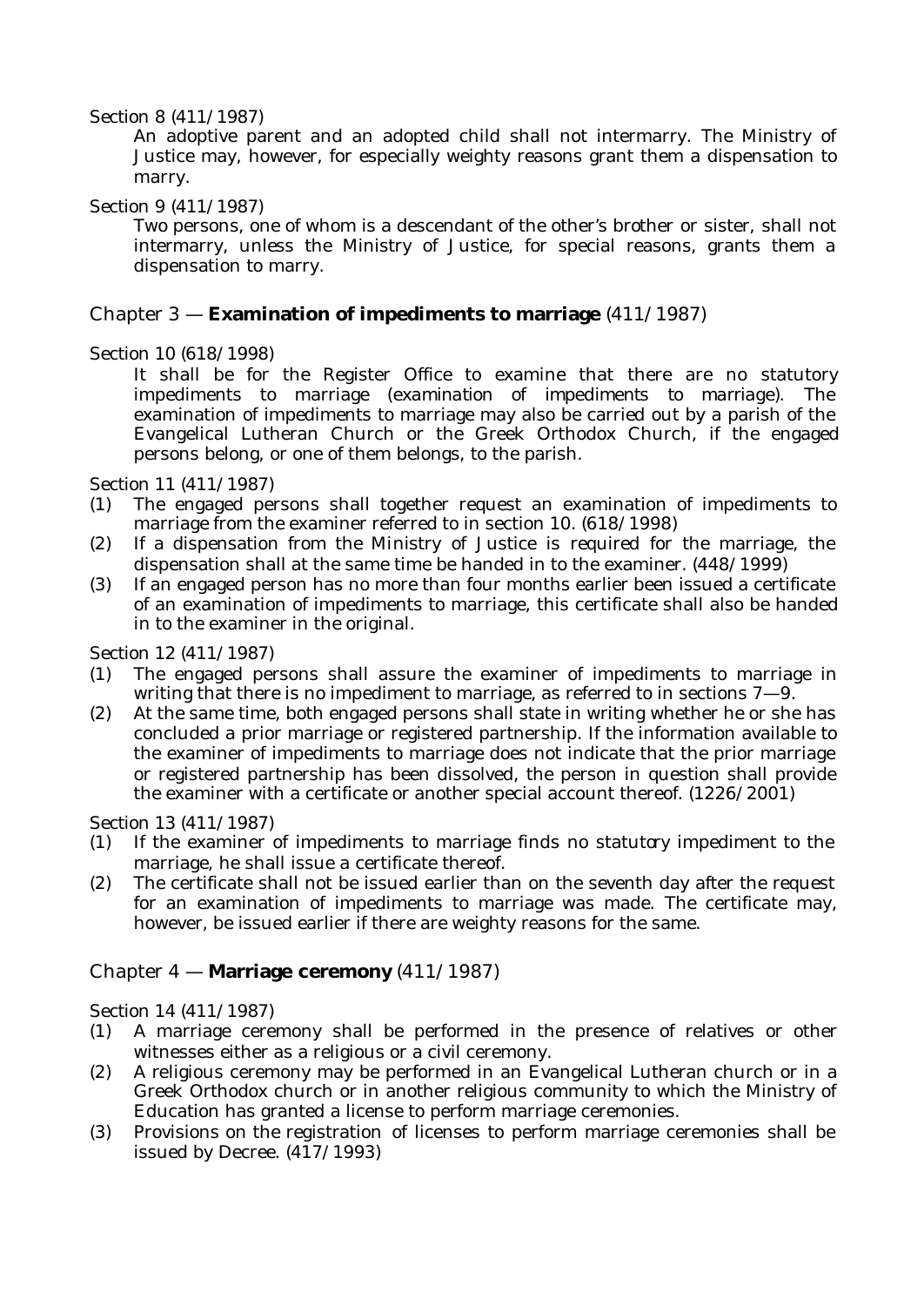Section 8 (411/1987)

An adoptive parent and an adopted child shall not intermarry. The Ministry of Justice may, however, for especially weighty reasons grant them a dispensation to marry.

Section 9 (411/1987)

Two persons, one of whom is a descendant of the other's brother or sister, shall not intermarry, unless the Ministry of Justice, for special reasons, grants them a dispensation to marry.

## Chapter 3 — **Examination of impediments to marriage** (411/1987)

Section 10 (618/1998)

It shall be for the Register Office to examine that there are no statutory impediments to marriage (examination of impediments to marriage). The examination of impediments to marriage may also be carried out by a parish of the Evangelical Lutheran Church or the Greek Orthodox Church, if the engaged persons belong, or one of them belongs, to the parish.

Section 11 (411/1987)

(1) The engaged persons shall together request an examination of impediments to marriage from the examiner referred to in section 10. (618/1998)
(2) If a dispensation from the Ministry of Justice is required for the marriage, the dispensation shall at the same time be handed in to the examiner. (448/1999)
(3) If an engaged person has no more than four months earlier been issued a certificate of an examination of impediments to marriage, this certificate shall also be handed in to the examiner in the original.

Section 12 (411/1987)

(1) The engaged persons shall assure the examiner of impediments to marriage in writing that there is no impediment to marriage, as referred to in sections 7—9.
(2) At the same time, both engaged persons shall state in writing whether he or she has concluded a prior marriage or registered partnership. If the information available to the examiner of impediments to marriage does not indicate that the prior marriage or registered partnership has been dissolved, the person in question shall provide the examiner with a certificate or another special account thereof. (1226/2001)

Section 13 (411/1987)

(1) If the examiner of impediments to marriage finds no statutory impediment to the marriage, he shall issue a certificate thereof.
(2) The certificate shall not be issued earlier than on the seventh day after the request for an examination of impediments to marriage was made. The certificate may, however, be issued earlier if there are weighty reasons for the same.

## Chapter 4 — **Marriage ceremony** (411/1987)

Section 14 (411/1987)

(1) A marriage ceremony shall be performed in the presence of relatives or other witnesses either as a religious or a civil ceremony.
(2) A religious ceremony may be performed in an Evangelical Lutheran church or in a Greek Orthodox church or in another religious community to which the Ministry of Education has granted a license to perform marriage ceremonies.
(3) Provisions on the registration of licenses to perform marriage ceremonies shall be issued by Decree. (417/1993)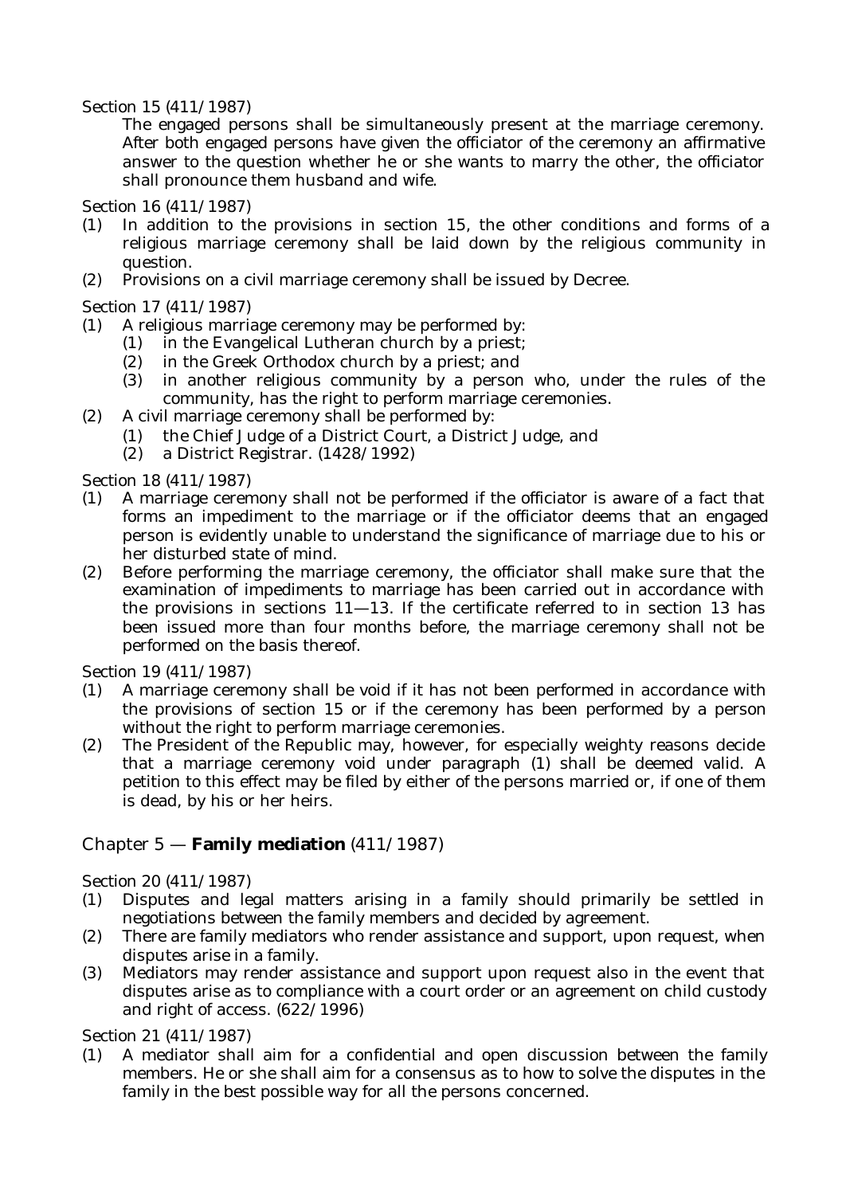Section 15 (411/1987)

The engaged persons shall be simultaneously present at the marriage ceremony. After both engaged persons have given the officiator of the ceremony an affirmative answer to the question whether he or she wants to marry the other, the officiator shall pronounce them husband and wife.

Section 16 (411/1987)

(1) In addition to the provisions in section 15, the other conditions and forms of a religious marriage ceremony shall be laid down by the religious community in question.

(2) Provisions on a civil marriage ceremony shall be issued by Decree.

Section 17 (411/1987)

(1) A religious marriage ceremony may be performed by:
   (1) in the Evangelical Lutheran church by a priest;
   (2) in the Greek Orthodox church by a priest; and
   (3) in another religious community by a person who, under the rules of the community, has the right to perform marriage ceremonies.

(2) A civil marriage ceremony shall be performed by:
   (1) the Chief Judge of a District Court, a District Judge, and
   (2) a District Registrar. (1428/1992)

Section 18 (411/1987)

(1) A marriage ceremony shall not be performed if the officiator is aware of a fact that forms an impediment to the marriage or if the officiator deems that an engaged person is evidently unable to understand the significance of marriage due to his or her disturbed state of mind.

(2) Before performing the marriage ceremony, the officiator shall make sure that the examination of impediments to marriage has been carried out in accordance with the provisions in sections 11—13. If the certificate referred to in section 13 has been issued more than four months before, the marriage ceremony shall not be performed on the basis thereof.

Section 19 (411/1987)

(1) A marriage ceremony shall be void if it has not been performed in accordance with the provisions of section 15 or if the ceremony has been performed by a person without the right to perform marriage ceremonies.

(2) The President of the Republic may, however, for especially weighty reasons decide that a marriage ceremony void under paragraph (1) shall be deemed valid. A petition to this effect may be filed by either of the persons married or, if one of them is dead, by his or her heirs.

## Chapter 5 — **Family mediation** (411/1987)

Section 20 (411/1987)

(1) Disputes and legal matters arising in a family should primarily be settled in negotiations between the family members and decided by agreement.

(2) There are family mediators who render assistance and support, upon request, when disputes arise in a family.

(3) Mediators may render assistance and support upon request also in the event that disputes arise as to compliance with a court order or an agreement on child custody and right of access. (622/1996)

Section 21 (411/1987)

(1) A mediator shall aim for a confidential and open discussion between the family members. He or she shall aim for a consensus as to how to solve the disputes in the family in the best possible way for all the persons concerned.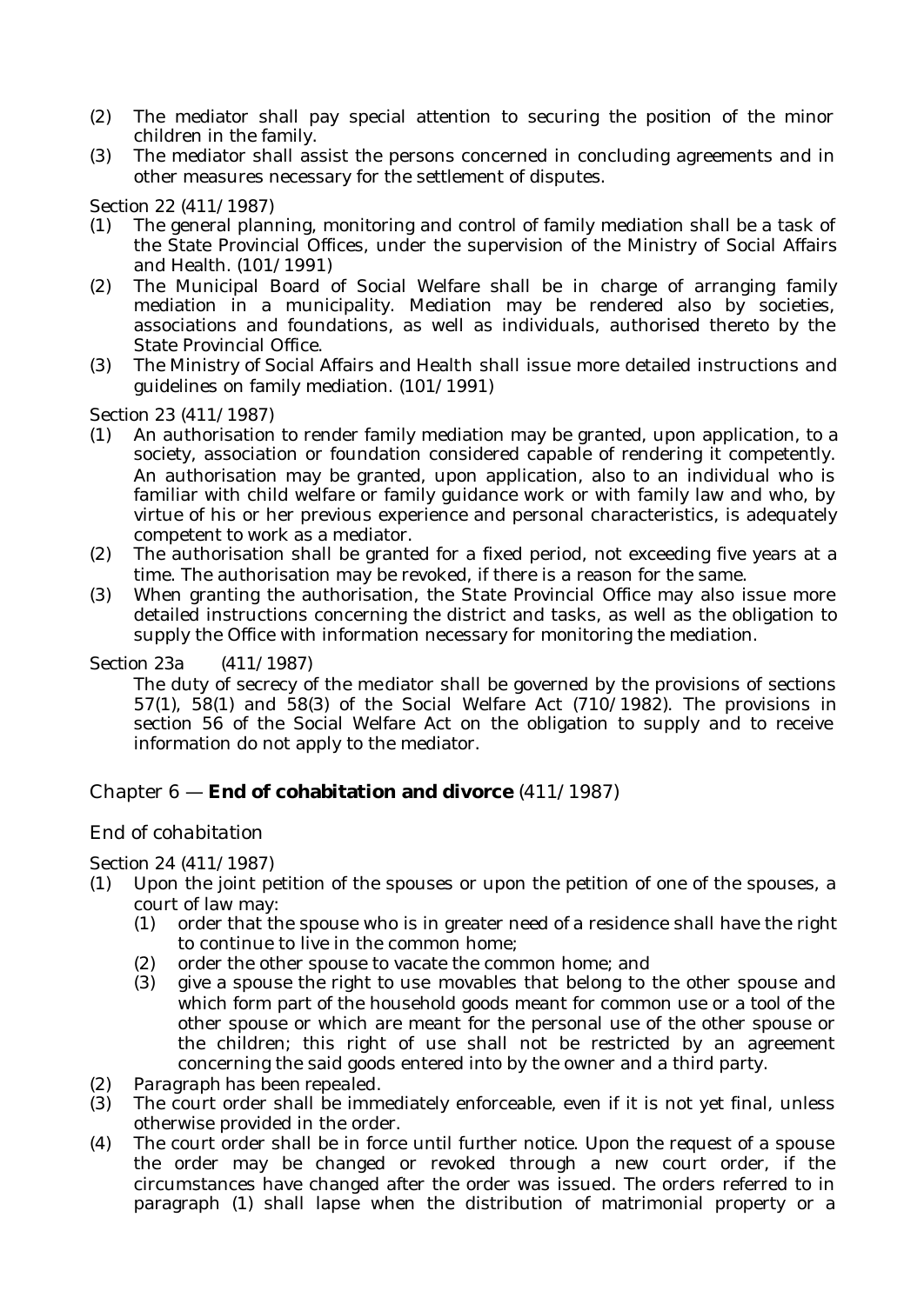(2) The mediator shall pay special attention to securing the position of the minor children in the family.
(3) The mediator shall assist the persons concerned in concluding agreements and in other measures necessary for the settlement of disputes.

Section 22 (411/1987)

(1) The general planning, monitoring and control of family mediation shall be a task of the State Provincial Offices, under the supervision of the Ministry of Social Affairs and Health. (101/1991)
(2) The Municipal Board of Social Welfare shall be in charge of arranging family mediation in a municipality. Mediation may be rendered also by societies, associations and foundations, as well as individuals, authorised thereto by the State Provincial Office.
(3) The Ministry of Social Affairs and Health shall issue more detailed instructions and guidelines on family mediation. (101/1991)

Section 23 (411/1987)

(1) An authorisation to render family mediation may be granted, upon application, to a society, association or foundation considered capable of rendering it competently. An authorisation may be granted, upon application, also to an individual who is familiar with child welfare or family guidance work or with family law and who, by virtue of his or her previous experience and personal characteristics, is adequately competent to work as a mediator.
(2) The authorisation shall be granted for a fixed period, not exceeding five years at a time. The authorisation may be revoked, if there is a reason for the same.
(3) When granting the authorisation, the State Provincial Office may also issue more detailed instructions concerning the district and tasks, as well as the obligation to supply the Office with information necessary for monitoring the mediation.

Section 23a (411/1987)

The duty of secrecy of the mediator shall be governed by the provisions of sections 57(1), 58(1) and 58(3) of the Social Welfare Act (710/1982). The provisions in section 56 of the Social Welfare Act on the obligation to supply and to receive information do not apply to the mediator.

## Chapter 6 — **End of cohabitation and divorce** (411/1987)

### *End of cohabitation*

Section 24 (411/1987)

(1) Upon the joint petition of the spouses or upon the petition of one of the spouses, a court of law may:
    (1) order that the spouse who is in greater need of a residence shall have the right to continue to live in the common home;
    (2) order the other spouse to vacate the common home; and
    (3) give a spouse the right to use movables that belong to the other spouse and which form part of the household goods meant for common use or a tool of the other spouse or which are meant for the personal use of the other spouse or the children; this right of use shall not be restricted by an agreement concerning the said goods entered into by the owner and a third party.
(2) *Paragraph has been repealed.*
(3) The court order shall be immediately enforceable, even if it is not yet final, unless otherwise provided in the order.
(4) The court order shall be in force until further notice. Upon the request of a spouse the order may be changed or revoked through a new court order, if the circumstances have changed after the order was issued. The orders referred to in paragraph (1) shall lapse when the distribution of matrimonial property or a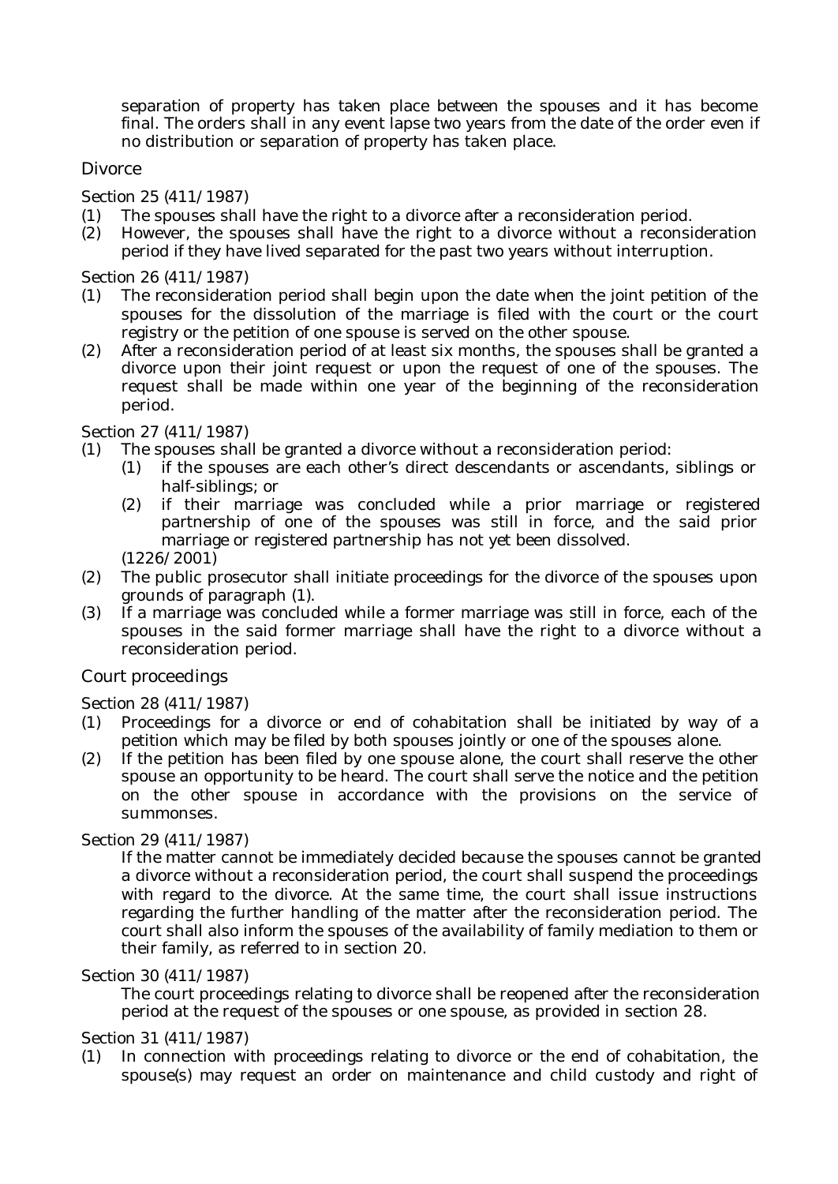separation of property has taken place between the spouses and it has become final. The orders shall in any event lapse two years from the date of the order even if no distribution or separation of property has taken place.

## Divorce

Section 25 (411/1987)

(1) The spouses shall have the right to a divorce after a reconsideration period.

(2) However, the spouses shall have the right to a divorce without a reconsideration period if they have lived separated for the past two years without interruption.

Section 26 (411/1987)

(1) The reconsideration period shall begin upon the date when the joint petition of the spouses for the dissolution of the marriage is filed with the court or the court registry or the petition of one spouse is served on the other spouse.

(2) After a reconsideration period of at least six months, the spouses shall be granted a divorce upon their joint request or upon the request of one of the spouses. The request shall be made within one year of the beginning of the reconsideration period.

Section 27 (411/1987)

(1) The spouses shall be granted a divorce without a reconsideration period:
   (1) if the spouses are each other's direct descendants or ascendants, siblings or half-siblings; or
   (2) if their marriage was concluded while a prior marriage or registered partnership of one of the spouses was still in force, and the said prior marriage or registered partnership has not yet been dissolved.

   (1226/2001)

(2) The public prosecutor shall initiate proceedings for the divorce of the spouses upon grounds of paragraph (1).

(3) If a marriage was concluded while a former marriage was still in force, each of the spouses in the said former marriage shall have the right to a divorce without a reconsideration period.

## Court proceedings

Section 28 (411/1987)

(1) Proceedings for a divorce or end of cohabitation shall be initiated by way of a petition which may be filed by both spouses jointly or one of the spouses alone.

(2) If the petition has been filed by one spouse alone, the court shall reserve the other spouse an opportunity to be heard. The court shall serve the notice and the petition on the other spouse in accordance with the provisions on the service of summonses.

Section 29 (411/1987)

If the matter cannot be immediately decided because the spouses cannot be granted a divorce without a reconsideration period, the court shall suspend the proceedings with regard to the divorce. At the same time, the court shall issue instructions regarding the further handling of the matter after the reconsideration period. The court shall also inform the spouses of the availability of family mediation to them or their family, as referred to in section 20.

Section 30 (411/1987)

The court proceedings relating to divorce shall be reopened after the reconsideration period at the request of the spouses or one spouse, as provided in section 28.

Section 31 (411/1987)

(1) In connection with proceedings relating to divorce or the end of cohabitation, the spouse(s) may request an order on maintenance and child custody and right of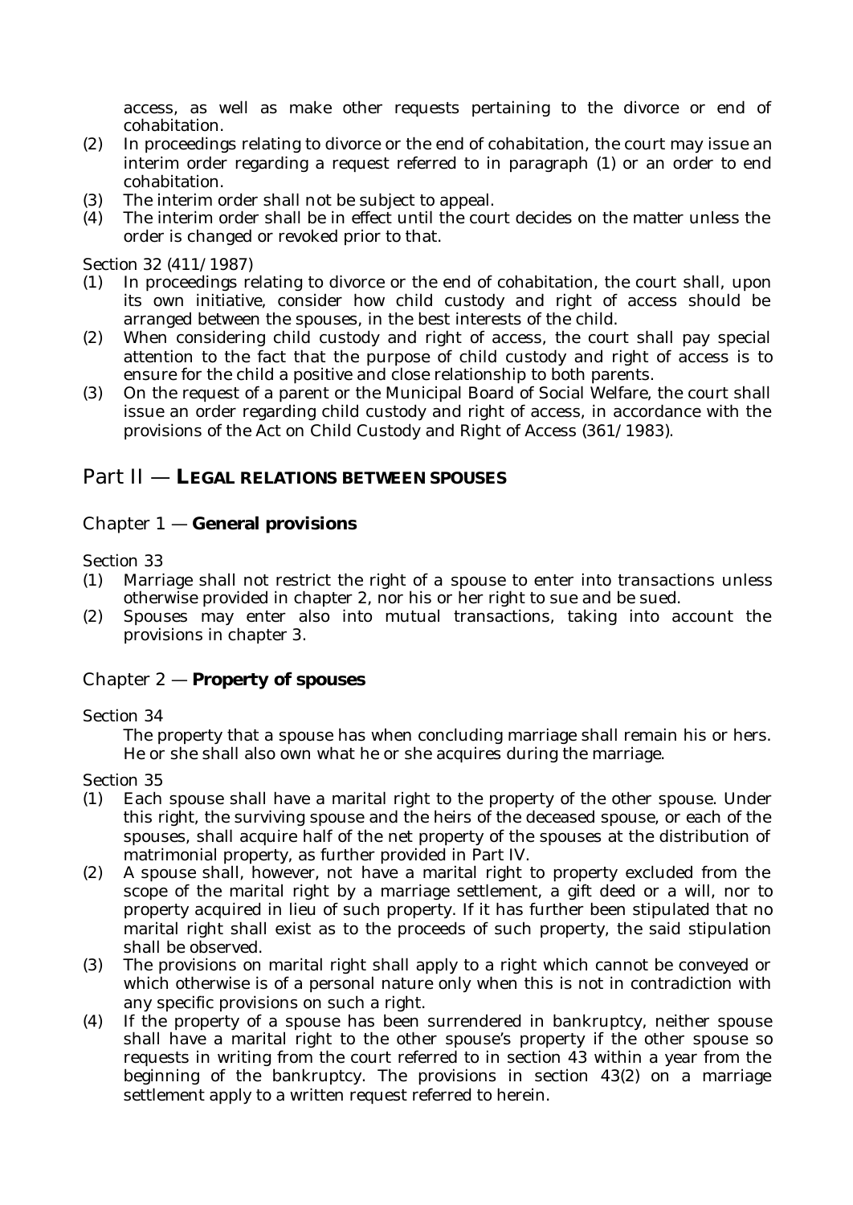access, as well as make other requests pertaining to the divorce or end of cohabitation.

(2) In proceedings relating to divorce or the end of cohabitation, the court may issue an interim order regarding a request referred to in paragraph (1) or an order to end cohabitation.

(3) The interim order shall not be subject to appeal.

(4) The interim order shall be in effect until the court decides on the matter unless the order is changed or revoked prior to that.

Section 32 (411/1987)

(1) In proceedings relating to divorce or the end of cohabitation, the court shall, upon its own initiative, consider how child custody and right of access should be arranged between the spouses, in the best interests of the child.

(2) When considering child custody and right of access, the court shall pay special attention to the fact that the purpose of child custody and right of access is to ensure for the child a positive and close relationship to both parents.

(3) On the request of a parent or the Municipal Board of Social Welfare, the court shall issue an order regarding child custody and right of access, in accordance with the provisions of the Act on Child Custody and Right of Access (361/1983).

## Part II — LEGAL RELATIONS BETWEEN SPOUSES

### Chapter 1 — General provisions

Section 33

(1) Marriage shall not restrict the right of a spouse to enter into transactions unless otherwise provided in chapter 2, nor his or her right to sue and be sued.

(2) Spouses may enter also into mutual transactions, taking into account the provisions in chapter 3.

### Chapter 2 — Property of spouses

Section 34

The property that a spouse has when concluding marriage shall remain his or hers. He or she shall also own what he or she acquires during the marriage.

Section 35

(1) Each spouse shall have a marital right to the property of the other spouse. Under this right, the surviving spouse and the heirs of the deceased spouse, or each of the spouses, shall acquire half of the net property of the spouses at the distribution of matrimonial property, as further provided in Part IV.

(2) A spouse shall, however, not have a marital right to property excluded from the scope of the marital right by a marriage settlement, a gift deed or a will, nor to property acquired in lieu of such property. If it has further been stipulated that no marital right shall exist as to the proceeds of such property, the said stipulation shall be observed.

(3) The provisions on marital right shall apply to a right which cannot be conveyed or which otherwise is of a personal nature only when this is not in contradiction with any specific provisions on such a right.

(4) If the property of a spouse has been surrendered in bankruptcy, neither spouse shall have a marital right to the other spouse's property if the other spouse so requests in writing from the court referred to in section 43 within a year from the beginning of the bankruptcy. The provisions in section 43(2) on a marriage settlement apply to a written request referred to herein.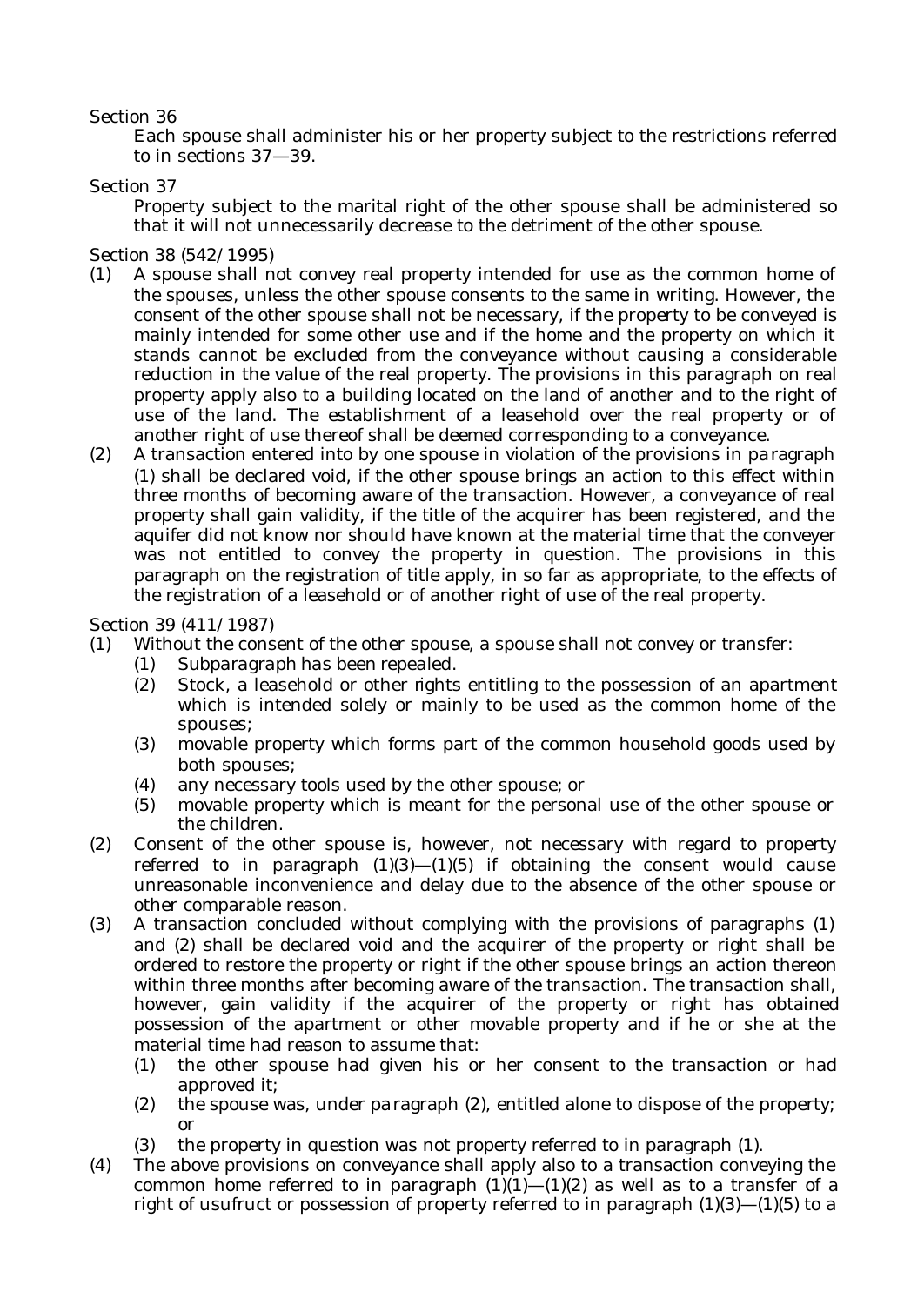Section 36

Each spouse shall administer his or her property subject to the restrictions referred to in sections 37—39.

Section 37

Property subject to the marital right of the other spouse shall be administered so that it will not unnecessarily decrease to the detriment of the other spouse.

Section 38 (542/1995)

(1) A spouse shall not convey real property intended for use as the common home of the spouses, unless the other spouse consents to the same in writing. However, the consent of the other spouse shall not be necessary, if the property to be conveyed is mainly intended for some other use and if the home and the property on which it stands cannot be excluded from the conveyance without causing a considerable reduction in the value of the real property. The provisions in this paragraph on real property apply also to a building located on the land of another and to the right of use of the land. The establishment of a leasehold over the real property or of another right of use thereof shall be deemed corresponding to a conveyance.

(2) A transaction entered into by one spouse in violation of the provisions in paragraph (1) shall be declared void, if the other spouse brings an action to this effect within three months of becoming aware of the transaction. However, a conveyance of real property shall gain validity, if the title of the acquirer has been registered, and the aquifer did not know nor should have known at the material time that the conveyer was not entitled to convey the property in question. The provisions in this paragraph on the registration of title apply, in so far as appropriate, to the effects of the registration of a leasehold or of another right of use of the real property.

Section 39 (411/1987)

(1) Without the consent of the other spouse, a spouse shall not convey or transfer:
   (1) Subparagraph has been repealed.
   (2) Stock, a leasehold or other rights entitling to the possession of an apartment which is intended solely or mainly to be used as the common home of the spouses;
   (3) movable property which forms part of the common household goods used by both spouses;
   (4) any necessary tools used by the other spouse; or
   (5) movable property which is meant for the personal use of the other spouse or the children.

(2) Consent of the other spouse is, however, not necessary with regard to property referred to in paragraph (1)(3)—(1)(5) if obtaining the consent would cause unreasonable inconvenience and delay due to the absence of the other spouse or other comparable reason.

(3) A transaction concluded without complying with the provisions of paragraphs (1) and (2) shall be declared void and the acquirer of the property or right shall be ordered to restore the property or right if the other spouse brings an action thereon within three months after becoming aware of the transaction. The transaction shall, however, gain validity if the acquirer of the property or right has obtained possession of the apartment or other movable property and if he or she at the material time had reason to assume that:
   (1) the other spouse had given his or her consent to the transaction or had approved it;
   (2) the spouse was, under paragraph (2), entitled alone to dispose of the property; or
   (3) the property in question was not property referred to in paragraph (1).

(4) The above provisions on conveyance shall apply also to a transaction conveying the common home referred to in paragraph (1)(1)—(1)(2) as well as to a transfer of a right of usufruct or possession of property referred to in paragraph (1)(3)—(1)(5) to a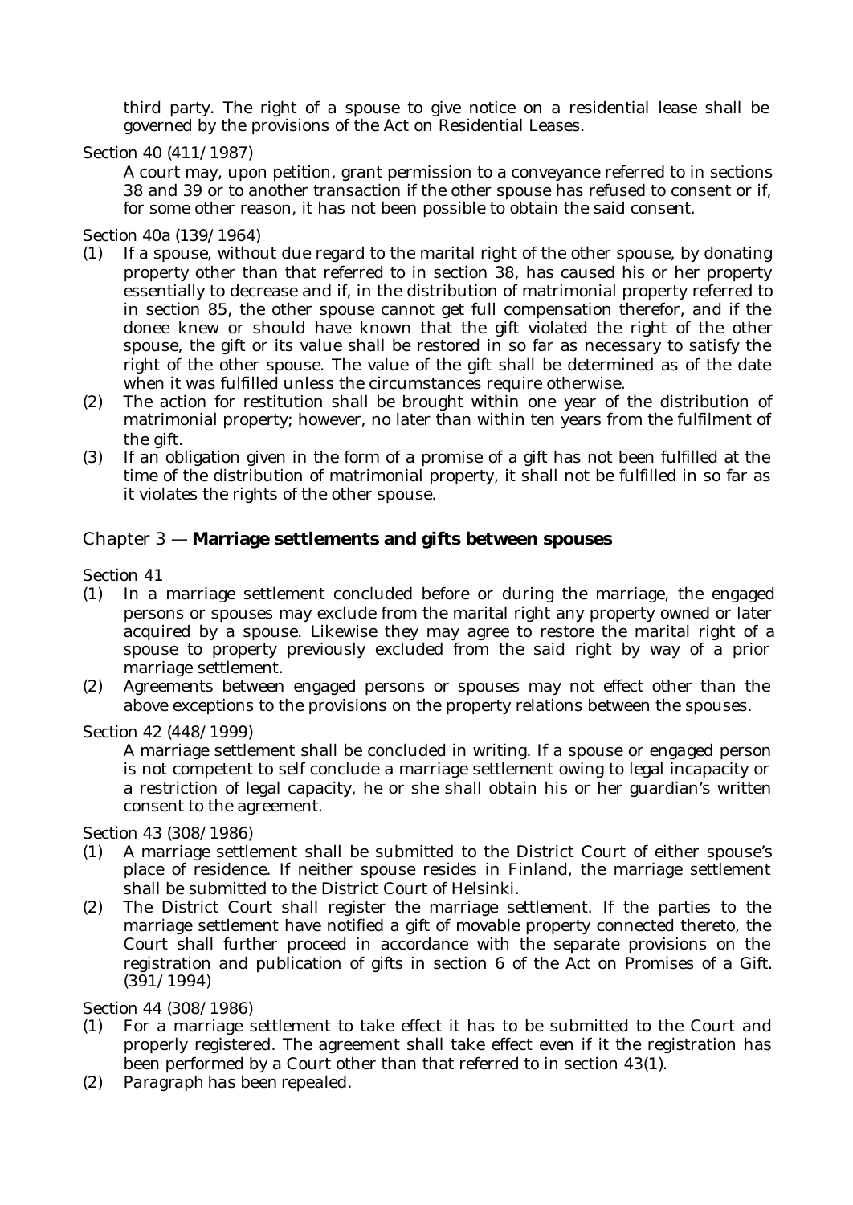third party. The right of a spouse to give notice on a residential lease shall be governed by the provisions of the Act on Residential Leases.

Section 40 (411/1987)

A court may, upon petition, grant permission to a conveyance referred to in sections 38 and 39 or to another transaction if the other spouse has refused to consent or if, for some other reason, it has not been possible to obtain the said consent.

Section 40a (139/1964)

(1) If a spouse, without due regard to the marital right of the other spouse, by donating property other than that referred to in section 38, has caused his or her property essentially to decrease and if, in the distribution of matrimonial property referred to in section 85, the other spouse cannot get full compensation therefor, and if the donee knew or should have known that the gift violated the right of the other spouse, the gift or its value shall be restored in so far as necessary to satisfy the right of the other spouse. The value of the gift shall be determined as of the date when it was fulfilled unless the circumstances require otherwise.

(2) The action for restitution shall be brought within one year of the distribution of matrimonial property; however, no later than within ten years from the fulfilment of the gift.

(3) If an obligation given in the form of a promise of a gift has not been fulfilled at the time of the distribution of matrimonial property, it shall not be fulfilled in so far as it violates the rights of the other spouse.

## Chapter 3 — **Marriage settlements and gifts between spouses**

Section 41

(1) In a marriage settlement concluded before or during the marriage, the engaged persons or spouses may exclude from the marital right any property owned or later acquired by a spouse. Likewise they may agree to restore the marital right of a spouse to property previously excluded from the said right by way of a prior marriage settlement.

(2) Agreements between engaged persons or spouses may not effect other than the above exceptions to the provisions on the property relations between the spouses.

Section 42 (448/1999)

A marriage settlement shall be concluded in writing. If a spouse or engaged person is not competent to self conclude a marriage settlement owing to legal incapacity or a restriction of legal capacity, he or she shall obtain his or her guardian's written consent to the agreement.

Section 43 (308/1986)

(1) A marriage settlement shall be submitted to the District Court of either spouse's place of residence. If neither spouse resides in Finland, the marriage settlement shall be submitted to the District Court of Helsinki.

(2) The District Court shall register the marriage settlement. If the parties to the marriage settlement have notified a gift of movable property connected thereto, the Court shall further proceed in accordance with the separate provisions on the registration and publication of gifts in section 6 of the Act on Promises of a Gift. (391/1994)

Section 44 (308/1986)

(1) For a marriage settlement to take effect it has to be submitted to the Court and properly registered. The agreement shall take effect even if it the registration has been performed by a Court other than that referred to in section 43(1).

(2) *Paragraph has been repealed.*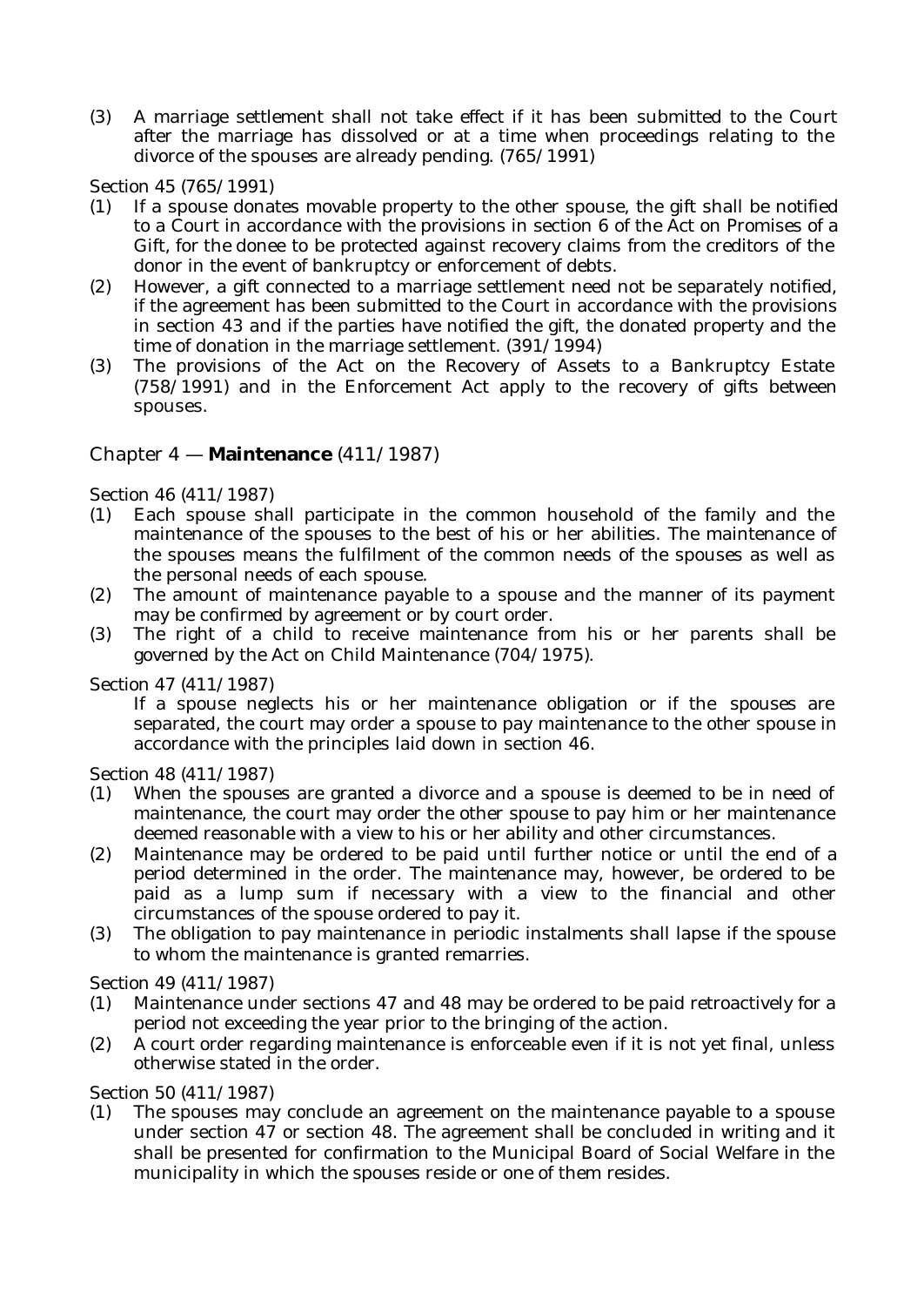(3) A marriage settlement shall not take effect if it has been submitted to the Court after the marriage has dissolved or at a time when proceedings relating to the divorce of the spouses are already pending. (765/1991)

Section 45 (765/1991)

(1) If a spouse donates movable property to the other spouse, the gift shall be notified to a Court in accordance with the provisions in section 6 of the Act on Promises of a Gift, for the donee to be protected against recovery claims from the creditors of the donor in the event of bankruptcy or enforcement of debts.

(2) However, a gift connected to a marriage settlement need not be separately notified, if the agreement has been submitted to the Court in accordance with the provisions in section 43 and if the parties have notified the gift, the donated property and the time of donation in the marriage settlement. (391/1994)

(3) The provisions of the Act on the Recovery of Assets to a Bankruptcy Estate (758/1991) and in the Enforcement Act apply to the recovery of gifts between spouses.

## Chapter 4 — **Maintenance** (411/1987)

Section 46 (411/1987)

(1) Each spouse shall participate in the common household of the family and the maintenance of the spouses to the best of his or her abilities. The maintenance of the spouses means the fulfilment of the common needs of the spouses as well as the personal needs of each spouse.

(2) The amount of maintenance payable to a spouse and the manner of its payment may be confirmed by agreement or by court order.

(3) The right of a child to receive maintenance from his or her parents shall be governed by the Act on Child Maintenance (704/1975).

Section 47 (411/1987)

If a spouse neglects his or her maintenance obligation or if the spouses are separated, the court may order a spouse to pay maintenance to the other spouse in accordance with the principles laid down in section 46.

Section 48 (411/1987)

(1) When the spouses are granted a divorce and a spouse is deemed to be in need of maintenance, the court may order the other spouse to pay him or her maintenance deemed reasonable with a view to his or her ability and other circumstances.

(2) Maintenance may be ordered to be paid until further notice or until the end of a period determined in the order. The maintenance may, however, be ordered to be paid as a lump sum if necessary with a view to the financial and other circumstances of the spouse ordered to pay it.

(3) The obligation to pay maintenance in periodic instalments shall lapse if the spouse to whom the maintenance is granted remarries.

Section 49 (411/1987)

(1) Maintenance under sections 47 and 48 may be ordered to be paid retroactively for a period not exceeding the year prior to the bringing of the action.

(2) A court order regarding maintenance is enforceable even if it is not yet final, unless otherwise stated in the order.

Section 50 (411/1987)

(1) The spouses may conclude an agreement on the maintenance payable to a spouse under section 47 or section 48. The agreement shall be concluded in writing and it shall be presented for confirmation to the Municipal Board of Social Welfare in the municipality in which the spouses reside or one of them resides.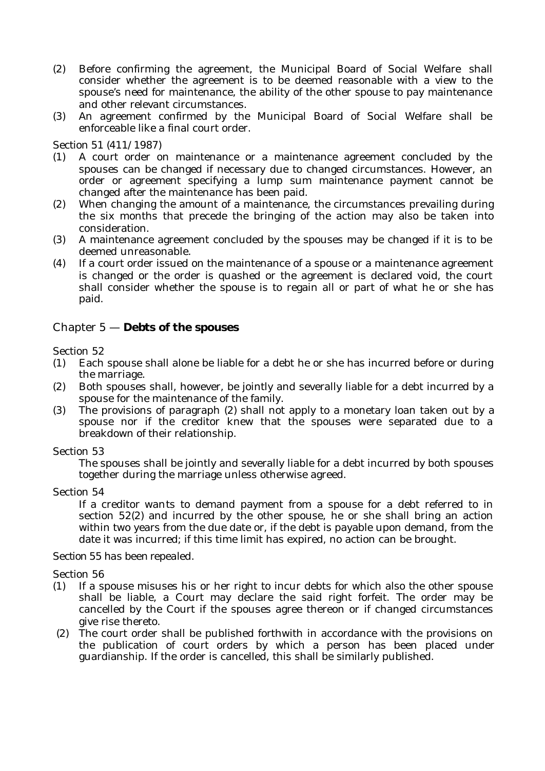(2) Before confirming the agreement, the Municipal Board of Social Welfare shall consider whether the agreement is to be deemed reasonable with a view to the spouse's need for maintenance, the ability of the other spouse to pay maintenance and other relevant circumstances.
(3) An agreement confirmed by the Municipal Board of Social Welfare shall be enforceable like a final court order.

Section 51 (411/1987)
(1) A court order on maintenance or a maintenance agreement concluded by the spouses can be changed if necessary due to changed circumstances. However, an order or agreement specifying a lump sum maintenance payment cannot be changed after the maintenance has been paid.
(2) When changing the amount of a maintenance, the circumstances prevailing during the six months that precede the bringing of the action may also be taken into consideration.
(3) A maintenance agreement concluded by the spouses may be changed if it is to be deemed unreasonable.
(4) If a court order issued on the maintenance of a spouse or a maintenance agreement is changed or the order is quashed or the agreement is declared void, the court shall consider whether the spouse is to regain all or part of what he or she has paid.

## Chapter 5 — **Debts of the spouses**

Section 52
(1) Each spouse shall alone be liable for a debt he or she has incurred before or during the marriage.
(2) Both spouses shall, however, be jointly and severally liable for a debt incurred by a spouse for the maintenance of the family.
(3) The provisions of paragraph (2) shall not apply to a monetary loan taken out by a spouse nor if the creditor knew that the spouses were separated due to a breakdown of their relationship.

Section 53

The spouses shall be jointly and severally liable for a debt incurred by both spouses together during the marriage unless otherwise agreed.

Section 54

If a creditor wants to demand payment from a spouse for a debt referred to in section 52(2) and incurred by the other spouse, he or she shall bring an action within two years from the due date or, if the debt is payable upon demand, from the date it was incurred; if this time limit has expired, no action can be brought.

Section 55 has been repealed.

Section 56
(1) If a spouse misuses his or her right to incur debts for which also the other spouse shall be liable, a Court may declare the said right forfeit. The order may be cancelled by the Court if the spouses agree thereon or if changed circumstances give rise thereto.
(2) The court order shall be published forthwith in accordance with the provisions on the publication of court orders by which a person has been placed under guardianship. If the order is cancelled, this shall be similarly published.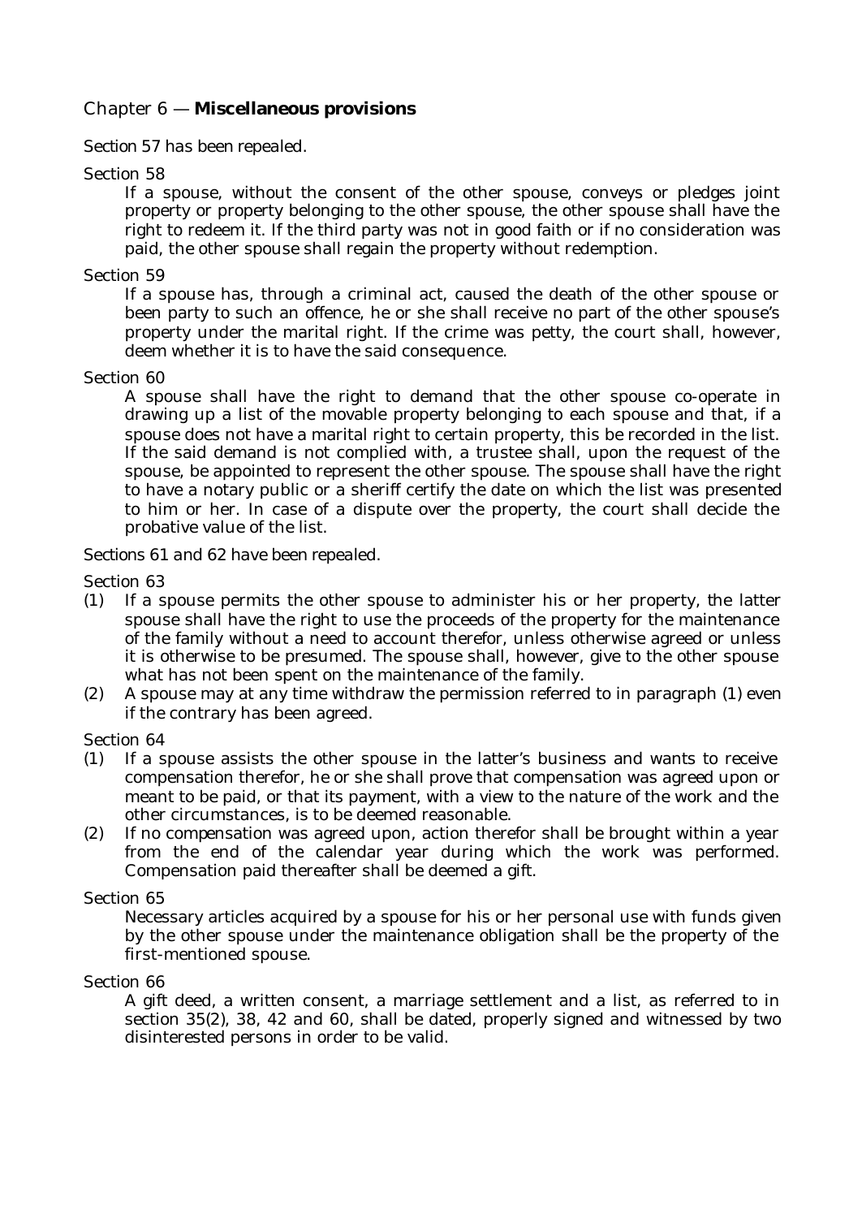## Chapter 6 — **Miscellaneous provisions**

*Section 57 has been repealed.*

Section 58

If a spouse, without the consent of the other spouse, conveys or pledges joint property or property belonging to the other spouse, the other spouse shall have the right to redeem it. If the third party was not in good faith or if no consideration was paid, the other spouse shall regain the property without redemption.

Section 59

If a spouse has, through a criminal act, caused the death of the other spouse or been party to such an offence, he or she shall receive no part of the other spouse's property under the marital right. If the crime was petty, the court shall, however, deem whether it is to have the said consequence.

Section 60

A spouse shall have the right to demand that the other spouse co-operate in drawing up a list of the movable property belonging to each spouse and that, if a spouse does not have a marital right to certain property, this be recorded in the list. If the said demand is not complied with, a trustee shall, upon the request of the spouse, be appointed to represent the other spouse. The spouse shall have the right to have a notary public or a sheriff certify the date on which the list was presented to him or her. In case of a dispute over the property, the court shall decide the probative value of the list.

*Sections 61 and 62 have been repealed.*

Section 63

(1) If a spouse permits the other spouse to administer his or her property, the latter spouse shall have the right to use the proceeds of the property for the maintenance of the family without a need to account therefor, unless otherwise agreed or unless it is otherwise to be presumed. The spouse shall, however, give to the other spouse what has not been spent on the maintenance of the family.

(2) A spouse may at any time withdraw the permission referred to in paragraph (1) even if the contrary has been agreed.

Section 64

(1) If a spouse assists the other spouse in the latter's business and wants to receive compensation therefor, he or she shall prove that compensation was agreed upon or meant to be paid, or that its payment, with a view to the nature of the work and the other circumstances, is to be deemed reasonable.

(2) If no compensation was agreed upon, action therefor shall be brought within a year from the end of the calendar year during which the work was performed. Compensation paid thereafter shall be deemed a gift.

Section 65

Necessary articles acquired by a spouse for his or her personal use with funds given by the other spouse under the maintenance obligation shall be the property of the first-mentioned spouse.

Section 66

A gift deed, a written consent, a marriage settlement and a list, as referred to in section 35(2), 38, 42 and 60, shall be dated, properly signed and witnessed by two disinterested persons in order to be valid.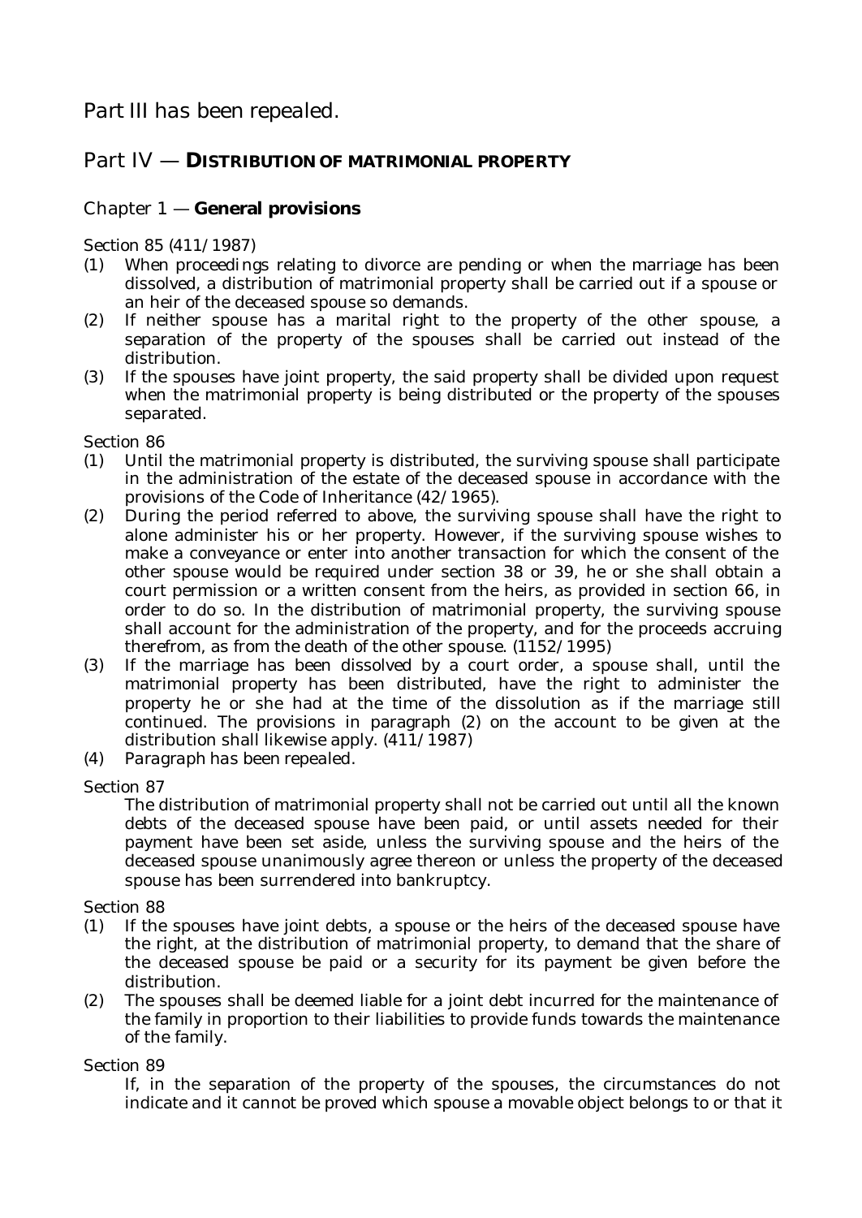Part III has been repealed.

## Part IV — DISTRIBUTION OF MATRIMONIAL PROPERTY

### Chapter 1 — General provisions

Section 85 (411/1987)

(1) When proceedings relating to divorce are pending or when the marriage has been dissolved, a distribution of matrimonial property shall be carried out if a spouse or an heir of the deceased spouse so demands.

(2) If neither spouse has a marital right to the property of the other spouse, a separation of the property of the spouses shall be carried out instead of the distribution.

(3) If the spouses have joint property, the said property shall be divided upon request when the matrimonial property is being distributed or the property of the spouses separated.

Section 86

(1) Until the matrimonial property is distributed, the surviving spouse shall participate in the administration of the estate of the deceased spouse in accordance with the provisions of the Code of Inheritance (42/1965).

(2) During the period referred to above, the surviving spouse shall have the right to alone administer his or her property. However, if the surviving spouse wishes to make a conveyance or enter into another transaction for which the consent of the other spouse would be required under section 38 or 39, he or she shall obtain a court permission or a written consent from the heirs, as provided in section 66, in order to do so. In the distribution of matrimonial property, the surviving spouse shall account for the administration of the property, and for the proceeds accruing therefrom, as from the death of the other spouse. (1152/1995)

(3) If the marriage has been dissolved by a court order, a spouse shall, until the matrimonial property has been distributed, have the right to administer the property he or she had at the time of the dissolution as if the marriage still continued. The provisions in paragraph (2) on the account to be given at the distribution shall likewise apply. (411/1987)

(4) Paragraph has been repealed.

Section 87

The distribution of matrimonial property shall not be carried out until all the known debts of the deceased spouse have been paid, or until assets needed for their payment have been set aside, unless the surviving spouse and the heirs of the deceased spouse unanimously agree thereon or unless the property of the deceased spouse has been surrendered into bankruptcy.

Section 88

(1) If the spouses have joint debts, a spouse or the heirs of the deceased spouse have the right, at the distribution of matrimonial property, to demand that the share of the deceased spouse be paid or a security for its payment be given before the distribution.

(2) The spouses shall be deemed liable for a joint debt incurred for the maintenance of the family in proportion to their liabilities to provide funds towards the maintenance of the family.

Section 89

If, in the separation of the property of the spouses, the circumstances do not indicate and it cannot be proved which spouse a movable object belongs to or that it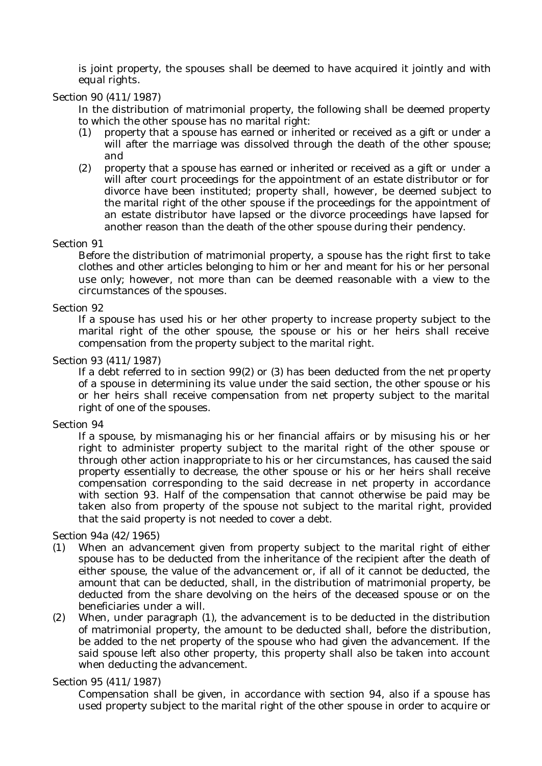is joint property, the spouses shall be deemed to have acquired it jointly and with equal rights.

Section 90 (411/1987)

In the distribution of matrimonial property, the following shall be deemed property to which the other spouse has no marital right:

(1) property that a spouse has earned or inherited or received as a gift or under a will after the marriage was dissolved through the death of the other spouse; and

(2) property that a spouse has earned or inherited or received as a gift or under a will after court proceedings for the appointment of an estate distributor or for divorce have been instituted; property shall, however, be deemed subject to the marital right of the other spouse if the proceedings for the appointment of an estate distributor have lapsed or the divorce proceedings have lapsed for another reason than the death of the other spouse during their pendency.

Section 91

Before the distribution of matrimonial property, a spouse has the right first to take clothes and other articles belonging to him or her and meant for his or her personal use only; however, not more than can be deemed reasonable with a view to the circumstances of the spouses.

Section 92

If a spouse has used his or her other property to increase property subject to the marital right of the other spouse, the spouse or his or her heirs shall receive compensation from the property subject to the marital right.

Section 93 (411/1987)

If a debt referred to in section 99(2) or (3) has been deducted from the net property of a spouse in determining its value under the said section, the other spouse or his or her heirs shall receive compensation from net property subject to the marital right of one of the spouses.

Section 94

If a spouse, by mismanaging his or her financial affairs or by misusing his or her right to administer property subject to the marital right of the other spouse or through other action inappropriate to his or her circumstances, has caused the said property essentially to decrease, the other spouse or his or her heirs shall receive compensation corresponding to the said decrease in net property in accordance with section 93. Half of the compensation that cannot otherwise be paid may be taken also from property of the spouse not subject to the marital right, provided that the said property is not needed to cover a debt.

Section 94a (42/1965)

(1) When an advancement given from property subject to the marital right of either spouse has to be deducted from the inheritance of the recipient after the death of either spouse, the value of the advancement or, if all of it cannot be deducted, the amount that can be deducted, shall, in the distribution of matrimonial property, be deducted from the share devolving on the heirs of the deceased spouse or on the beneficiaries under a will.

(2) When, under paragraph (1), the advancement is to be deducted in the distribution of matrimonial property, the amount to be deducted shall, before the distribution, be added to the net property of the spouse who had given the advancement. If the said spouse left also other property, this property shall also be taken into account when deducting the advancement.

Section 95 (411/1987)

Compensation shall be given, in accordance with section 94, also if a spouse has used property subject to the marital right of the other spouse in order to acquire or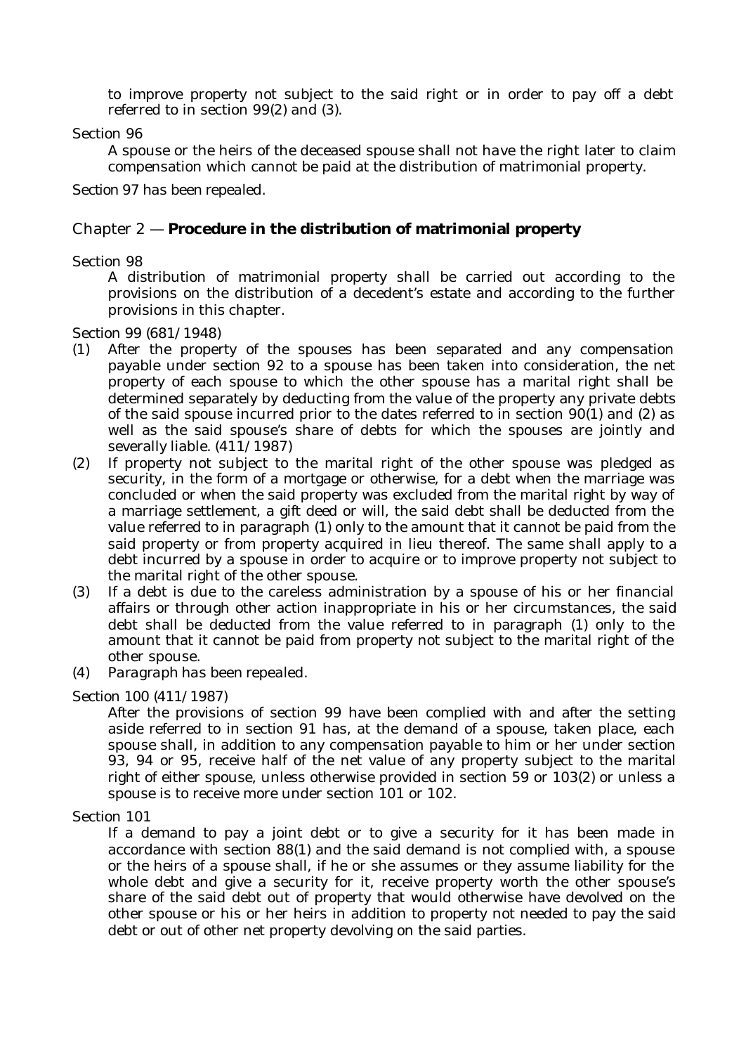to improve property not subject to the said right or in order to pay off a debt referred to in section 99(2) and (3).

Section 96

A spouse or the heirs of the deceased spouse shall not have the right later to claim compensation which cannot be paid at the distribution of matrimonial property.

Section 97 has been repealed.

## Chapter 2 — **Procedure in the distribution of matrimonial property**

Section 98

A distribution of matrimonial property shall be carried out according to the provisions on the distribution of a decedent's estate and according to the further provisions in this chapter.

Section 99 (681/1948)

(1) After the property of the spouses has been separated and any compensation payable under section 92 to a spouse has been taken into consideration, the net property of each spouse to which the other spouse has a marital right shall be determined separately by deducting from the value of the property any private debts of the said spouse incurred prior to the dates referred to in section 90(1) and (2) as well as the said spouse's share of debts for which the spouses are jointly and severally liable. (411/1987)

(2) If property not subject to the marital right of the other spouse was pledged as security, in the form of a mortgage or otherwise, for a debt when the marriage was concluded or when the said property was excluded from the marital right by way of a marriage settlement, a gift deed or will, the said debt shall be deducted from the value referred to in paragraph (1) only to the amount that it cannot be paid from the said property or from property acquired in lieu thereof. The same shall apply to a debt incurred by a spouse in order to acquire or to improve property not subject to the marital right of the other spouse.

(3) If a debt is due to the careless administration by a spouse of his or her financial affairs or through other action inappropriate in his or her circumstances, the said debt shall be deducted from the value referred to in paragraph (1) only to the amount that it cannot be paid from property not subject to the marital right of the other spouse.

(4) Paragraph has been repealed.

Section 100 (411/1987)

After the provisions of section 99 have been complied with and after the setting aside referred to in section 91 has, at the demand of a spouse, taken place, each spouse shall, in addition to any compensation payable to him or her under section 93, 94 or 95, receive half of the net value of any property subject to the marital right of either spouse, unless otherwise provided in section 59 or 103(2) or unless a spouse is to receive more under section 101 or 102.

Section 101

If a demand to pay a joint debt or to give a security for it has been made in accordance with section 88(1) and the said demand is not complied with, a spouse or the heirs of a spouse shall, if he or she assumes or they assume liability for the whole debt and give a security for it, receive property worth the other spouse's share of the said debt out of property that would otherwise have devolved on the other spouse or his or her heirs in addition to property not needed to pay the said debt or out of other net property devolving on the said parties.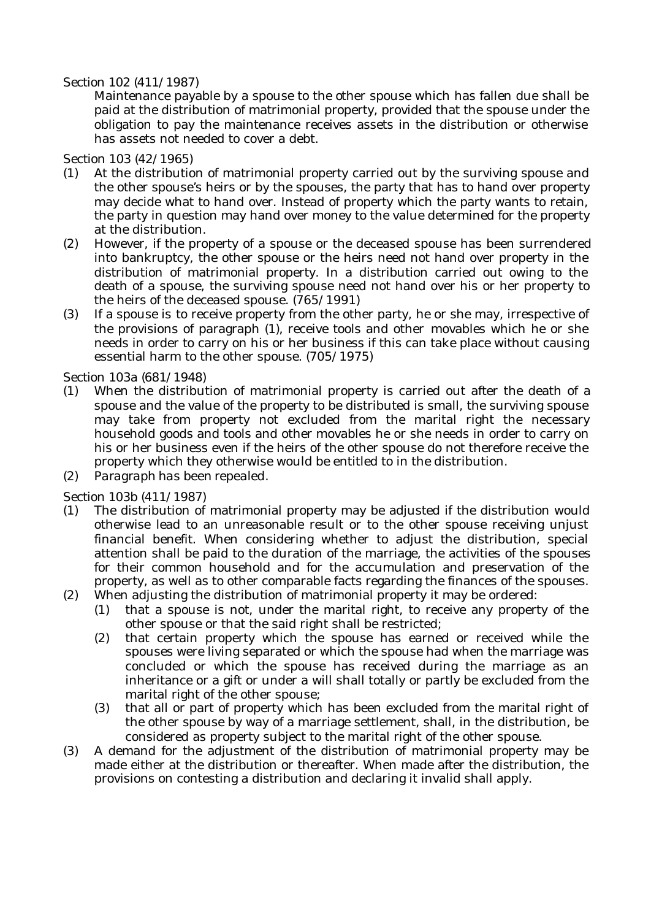Section 102 (411/1987)

Maintenance payable by a spouse to the other spouse which has fallen due shall be paid at the distribution of matrimonial property, provided that the spouse under the obligation to pay the maintenance receives assets in the distribution or otherwise has assets not needed to cover a debt.

Section 103 (42/1965)

(1) At the distribution of matrimonial property carried out by the surviving spouse and the other spouse's heirs or by the spouses, the party that has to hand over property may decide what to hand over. Instead of property which the party wants to retain, the party in question may hand over money to the value determined for the property at the distribution.

(2) However, if the property of a spouse or the deceased spouse has been surrendered into bankruptcy, the other spouse or the heirs need not hand over property in the distribution of matrimonial property. In a distribution carried out owing to the death of a spouse, the surviving spouse need not hand over his or her property to the heirs of the deceased spouse. (765/1991)

(3) If a spouse is to receive property from the other party, he or she may, irrespective of the provisions of paragraph (1), receive tools and other movables which he or she needs in order to carry on his or her business if this can take place without causing essential harm to the other spouse. (705/1975)

Section 103a (681/1948)

(1) When the distribution of matrimonial property is carried out after the death of a spouse and the value of the property to be distributed is small, the surviving spouse may take from property not excluded from the marital right the necessary household goods and tools and other movables he or she needs in order to carry on his or her business even if the heirs of the other spouse do not therefore receive the property which they otherwise would be entitled to in the distribution.

(2) *Paragraph has been repealed.*

Section 103b (411/1987)

(1) The distribution of matrimonial property may be adjusted if the distribution would otherwise lead to an unreasonable result or to the other spouse receiving unjust financial benefit. When considering whether to adjust the distribution, special attention shall be paid to the duration of the marriage, the activities of the spouses for their common household and for the accumulation and preservation of the property, as well as to other comparable facts regarding the finances of the spouses.

(2) When adjusting the distribution of matrimonial property it may be ordered:

   (1) that a spouse is not, under the marital right, to receive any property of the other spouse or that the said right shall be restricted;

   (2) that certain property which the spouse has earned or received while the spouses were living separated or which the spouse had when the marriage was concluded or which the spouse has received during the marriage as an inheritance or a gift or under a will shall totally or partly be excluded from the marital right of the other spouse;

   (3) that all or part of property which has been excluded from the marital right of the other spouse by way of a marriage settlement, shall, in the distribution, be considered as property subject to the marital right of the other spouse.

(3) A demand for the adjustment of the distribution of matrimonial property may be made either at the distribution or thereafter. When made after the distribution, the provisions on contesting a distribution and declaring it invalid shall apply.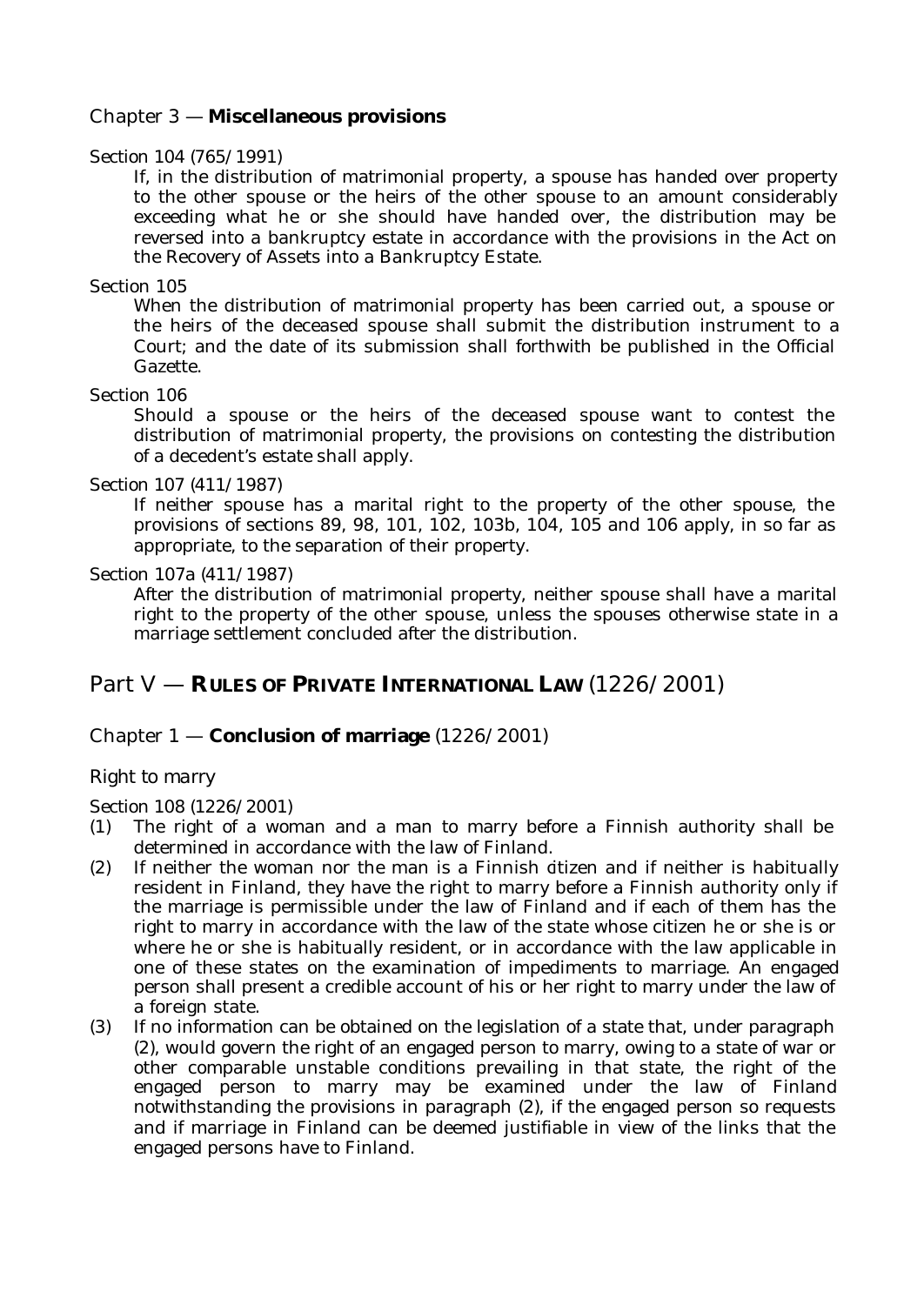## Chapter 3 — **Miscellaneous provisions**

Section 104 (765/1991)

If, in the distribution of matrimonial property, a spouse has handed over property to the other spouse or the heirs of the other spouse to an amount considerably exceeding what he or she should have handed over, the distribution may be reversed into a bankruptcy estate in accordance with the provisions in the Act on the Recovery of Assets into a Bankruptcy Estate.

Section 105

When the distribution of matrimonial property has been carried out, a spouse or the heirs of the deceased spouse shall submit the distribution instrument to a Court; and the date of its submission shall forthwith be published in the Official Gazette.

Section 106

Should a spouse or the heirs of the deceased spouse want to contest the distribution of matrimonial property, the provisions on contesting the distribution of a decedent's estate shall apply.

Section 107 (411/1987)

If neither spouse has a marital right to the property of the other spouse, the provisions of sections 89, 98, 101, 102, 103b, 104, 105 and 106 apply, in so far as appropriate, to the separation of their property.

Section 107a (411/1987)

After the distribution of matrimonial property, neither spouse shall have a marital right to the property of the other spouse, unless the spouses otherwise state in a marriage settlement concluded after the distribution.

# Part V — **RULES OF PRIVATE INTERNATIONAL LAW** (1226/2001)

## Chapter 1 — **Conclusion of marriage** (1226/2001)

### *Right to marry*

Section 108 (1226/2001)

(1) The right of a woman and a man to marry before a Finnish authority shall be determined in accordance with the law of Finland.

(2) If neither the woman nor the man is a Finnish citizen and if neither is habitually resident in Finland, they have the right to marry before a Finnish authority only if the marriage is permissible under the law of Finland and if each of them has the right to marry in accordance with the law of the state whose citizen he or she is or where he or she is habitually resident, or in accordance with the law applicable in one of these states on the examination of impediments to marriage. An engaged person shall present a credible account of his or her right to marry under the law of a foreign state.

(3) If no information can be obtained on the legislation of a state that, under paragraph (2), would govern the right of an engaged person to marry, owing to a state of war or other comparable unstable conditions prevailing in that state, the right of the engaged person to marry may be examined under the law of Finland notwithstanding the provisions in paragraph (2), if the engaged person so requests and if marriage in Finland can be deemed justifiable in view of the links that the engaged persons have to Finland.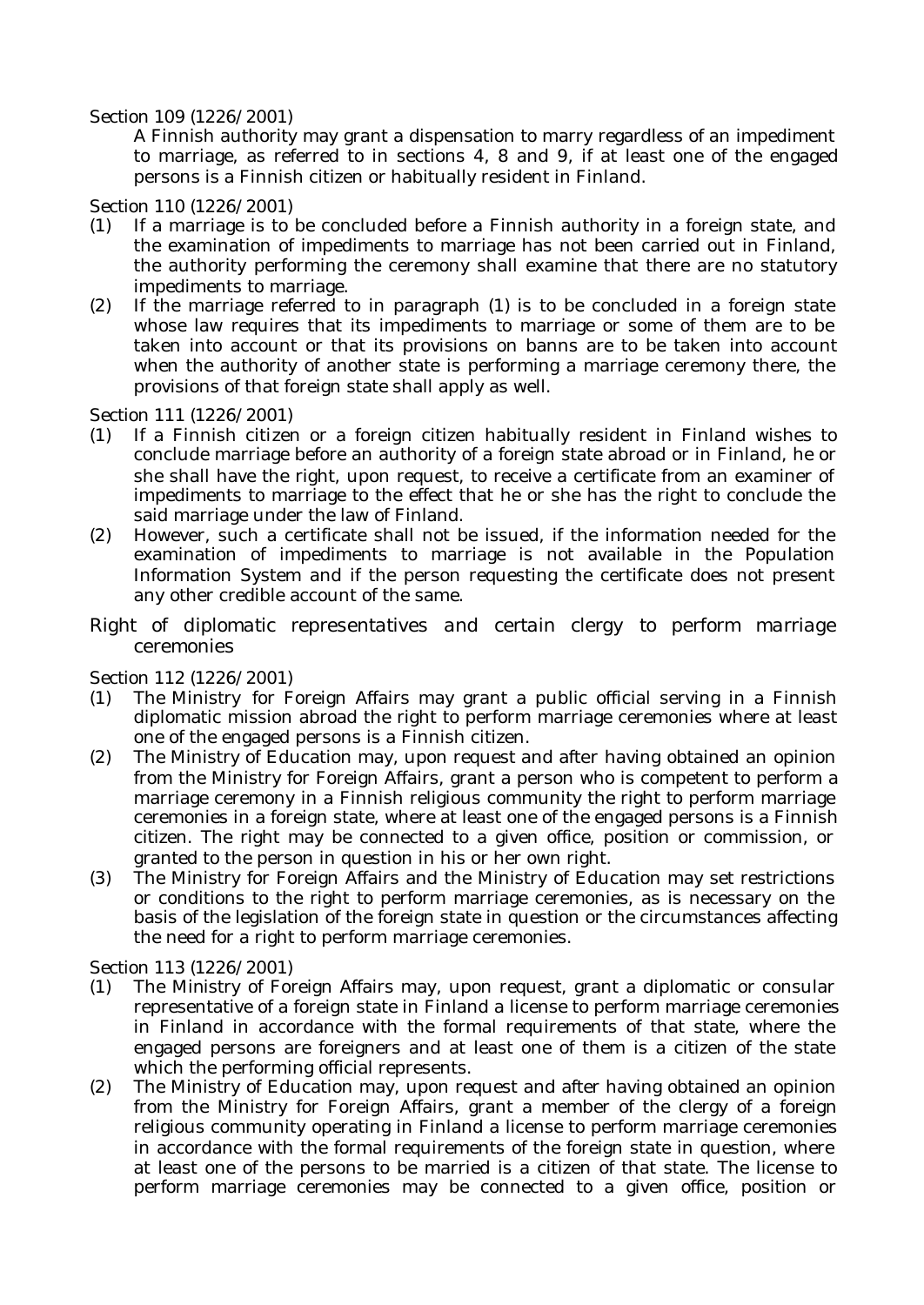Section 109 (1226/2001)

A Finnish authority may grant a dispensation to marry regardless of an impediment to marriage, as referred to in sections 4, 8 and 9, if at least one of the engaged persons is a Finnish citizen or habitually resident in Finland.

Section 110 (1226/2001)

(1) If a marriage is to be concluded before a Finnish authority in a foreign state, and the examination of impediments to marriage has not been carried out in Finland, the authority performing the ceremony shall examine that there are no statutory impediments to marriage.

(2) If the marriage referred to in paragraph (1) is to be concluded in a foreign state whose law requires that its impediments to marriage or some of them are to be taken into account or that its provisions on banns are to be taken into account when the authority of another state is performing a marriage ceremony there, the provisions of that foreign state shall apply as well.

Section 111 (1226/2001)

(1) If a Finnish citizen or a foreign citizen habitually resident in Finland wishes to conclude marriage before an authority of a foreign state abroad or in Finland, he or she shall have the right, upon request, to receive a certificate from an examiner of impediments to marriage to the effect that he or she has the right to conclude the said marriage under the law of Finland.

(2) However, such a certificate shall not be issued, if the information needed for the examination of impediments to marriage is not available in the Population Information System and if the person requesting the certificate does not present any other credible account of the same.

*Right of diplomatic representatives and certain clergy to perform marriage ceremonies*

Section 112 (1226/2001)

(1) The Ministry for Foreign Affairs may grant a public official serving in a Finnish diplomatic mission abroad the right to perform marriage ceremonies where at least one of the engaged persons is a Finnish citizen.

(2) The Ministry of Education may, upon request and after having obtained an opinion from the Ministry for Foreign Affairs, grant a person who is competent to perform a marriage ceremony in a Finnish religious community the right to perform marriage ceremonies in a foreign state, where at least one of the engaged persons is a Finnish citizen. The right may be connected to a given office, position or commission, or granted to the person in question in his or her own right.

(3) The Ministry for Foreign Affairs and the Ministry of Education may set restrictions or conditions to the right to perform marriage ceremonies, as is necessary on the basis of the legislation of the foreign state in question or the circumstances affecting the need for a right to perform marriage ceremonies.

Section 113 (1226/2001)

(1) The Ministry of Foreign Affairs may, upon request, grant a diplomatic or consular representative of a foreign state in Finland a license to perform marriage ceremonies in Finland in accordance with the formal requirements of that state, where the engaged persons are foreigners and at least one of them is a citizen of the state which the performing official represents.

(2) The Ministry of Education may, upon request and after having obtained an opinion from the Ministry for Foreign Affairs, grant a member of the clergy of a foreign religious community operating in Finland a license to perform marriage ceremonies in accordance with the formal requirements of the foreign state in question, where at least one of the persons to be married is a citizen of that state. The license to perform marriage ceremonies may be connected to a given office, position or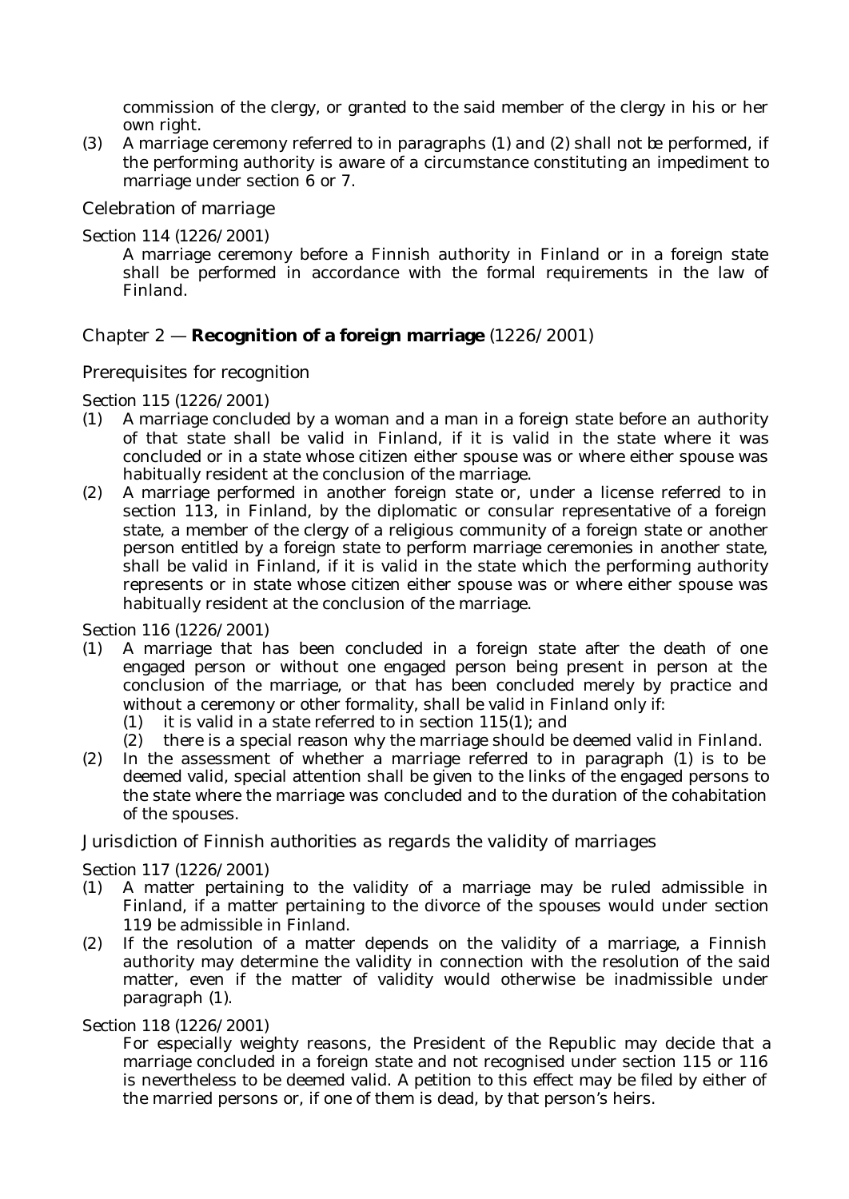commission of the clergy, or granted to the said member of the clergy in his or her own right.

(3) A marriage ceremony referred to in paragraphs (1) and (2) shall not be performed, if the performing authority is aware of a circumstance constituting an impediment to marriage under section 6 or 7.

### *Celebration of marriage*

Section 114 (1226/2001)

A marriage ceremony before a Finnish authority in Finland or in a foreign state shall be performed in accordance with the formal requirements in the law of Finland.

## Chapter 2 — **Recognition of a foreign marriage** (1226/2001)

### *Prerequisites for recognition*

Section 115 (1226/2001)

(1) A marriage concluded by a woman and a man in a foreign state before an authority of that state shall be valid in Finland, if it is valid in the state where it was concluded or in a state whose citizen either spouse was or where either spouse was habitually resident at the conclusion of the marriage.

(2) A marriage performed in another foreign state or, under a license referred to in section 113, in Finland, by the diplomatic or consular representative of a foreign state, a member of the clergy of a religious community of a foreign state or another person entitled by a foreign state to perform marriage ceremonies in another state, shall be valid in Finland, if it is valid in the state which the performing authority represents or in state whose citizen either spouse was or where either spouse was habitually resident at the conclusion of the marriage.

Section 116 (1226/2001)

(1) A marriage that has been concluded in a foreign state after the death of one engaged person or without one engaged person being present in person at the conclusion of the marriage, or that has been concluded merely by practice and without a ceremony or other formality, shall be valid in Finland only if:
   (1) it is valid in a state referred to in section 115(1); and
   (2) there is a special reason why the marriage should be deemed valid in Finland.

(2) In the assessment of whether a marriage referred to in paragraph (1) is to be deemed valid, special attention shall be given to the links of the engaged persons to the state where the marriage was concluded and to the duration of the cohabitation of the spouses.

### *Jurisdiction of Finnish authorities as regards the validity of marriages*

Section 117 (1226/2001)

(1) A matter pertaining to the validity of a marriage may be ruled admissible in Finland, if a matter pertaining to the divorce of the spouses would under section 119 be admissible in Finland.

(2) If the resolution of a matter depends on the validity of a marriage, a Finnish authority may determine the validity in connection with the resolution of the said matter, even if the matter of validity would otherwise be inadmissible under paragraph (1).

Section 118 (1226/2001)

For especially weighty reasons, the President of the Republic may decide that a marriage concluded in a foreign state and not recognised under section 115 or 116 is nevertheless to be deemed valid. A petition to this effect may be filed by either of the married persons or, if one of them is dead, by that person's heirs.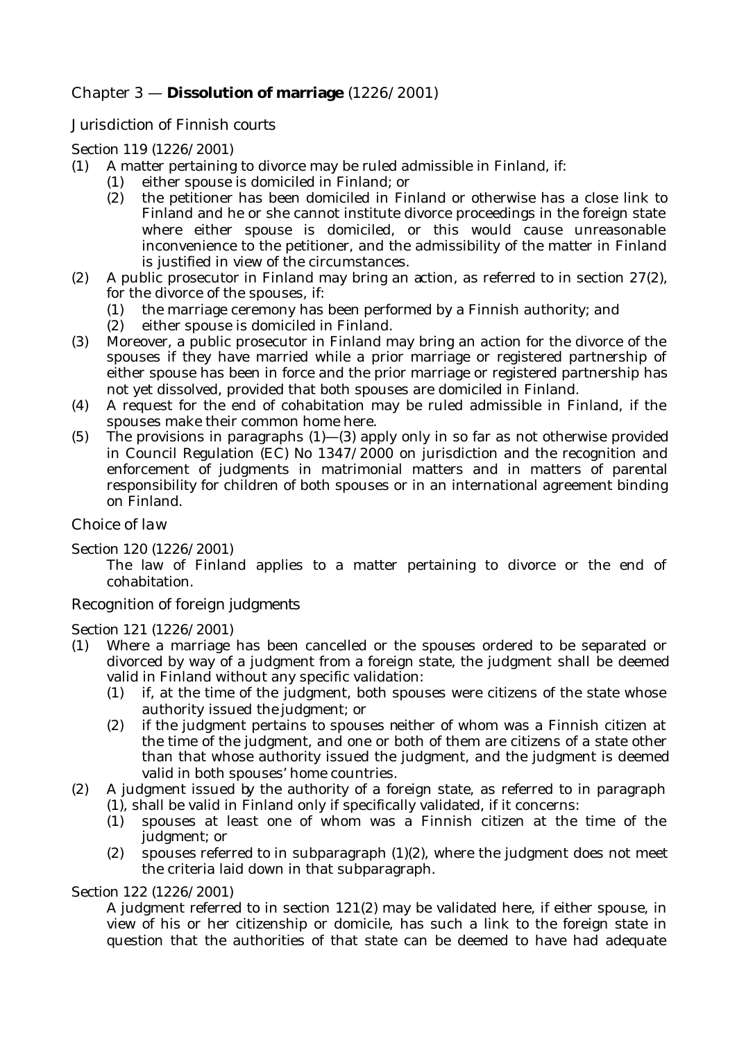## Chapter 3 — **Dissolution of marriage** (1226/2001)

### Jurisdiction of Finnish courts

Section 119 (1226/2001)

(1) A matter pertaining to divorce may be ruled admissible in Finland, if:
    (1) either spouse is domiciled in Finland; or
    (2) the petitioner has been domiciled in Finland or otherwise has a close link to Finland and he or she cannot institute divorce proceedings in the foreign state where either spouse is domiciled, or this would cause unreasonable inconvenience to the petitioner, and the admissibility of the matter in Finland is justified in view of the circumstances.

(2) A public prosecutor in Finland may bring an action, as referred to in section 27(2), for the divorce of the spouses, if:
    (1) the marriage ceremony has been performed by a Finnish authority; and
    (2) either spouse is domiciled in Finland.

(3) Moreover, a public prosecutor in Finland may bring an action for the divorce of the spouses if they have married while a prior marriage or registered partnership of either spouse has been in force and the prior marriage or registered partnership has not yet dissolved, provided that both spouses are domiciled in Finland.

(4) A request for the end of cohabitation may be ruled admissible in Finland, if the spouses make their common home here.

(5) The provisions in paragraphs (1)—(3) apply only in so far as not otherwise provided in Council Regulation (EC) No 1347/2000 on jurisdiction and the recognition and enforcement of judgments in matrimonial matters and in matters of parental responsibility for children of both spouses or in an international agreement binding on Finland.

### Choice of law

Section 120 (1226/2001)

The law of Finland applies to a matter pertaining to divorce or the end of cohabitation.

### Recognition of foreign judgments

Section 121 (1226/2001)

(1) Where a marriage has been cancelled or the spouses ordered to be separated or divorced by way of a judgment from a foreign state, the judgment shall be deemed valid in Finland without any specific validation:
    (1) if, at the time of the judgment, both spouses were citizens of the state whose authority issued the judgment; or
    (2) if the judgment pertains to spouses neither of whom was a Finnish citizen at the time of the judgment, and one or both of them are citizens of a state other than that whose authority issued the judgment, and the judgment is deemed valid in both spouses' home countries.

(2) A judgment issued by the authority of a foreign state, as referred to in paragraph (1), shall be valid in Finland only if specifically validated, if it concerns:
    (1) spouses at least one of whom was a Finnish citizen at the time of the judgment; or
    (2) spouses referred to in subparagraph (1)(2), where the judgment does not meet the criteria laid down in that subparagraph.

Section 122 (1226/2001)

A judgment referred to in section 121(2) may be validated here, if either spouse, in view of his or her citizenship or domicile, has such a link to the foreign state in question that the authorities of that state can be deemed to have had adequate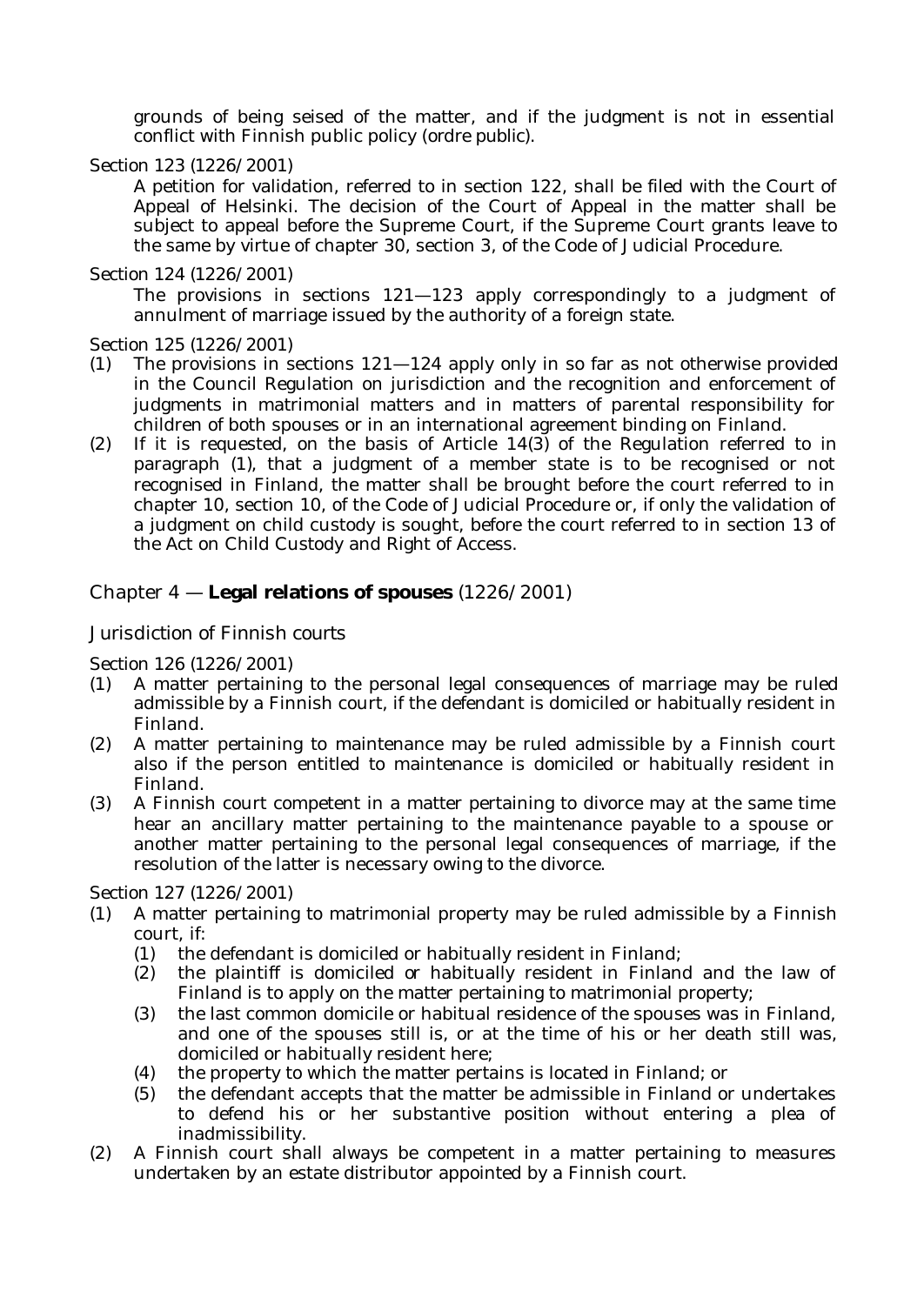grounds of being seised of the matter, and if the judgment is not in essential conflict with Finnish public policy (ordre public).

Section 123 (1226/2001)

A petition for validation, referred to in section 122, shall be filed with the Court of Appeal of Helsinki. The decision of the Court of Appeal in the matter shall be subject to appeal before the Supreme Court, if the Supreme Court grants leave to the same by virtue of chapter 30, section 3, of the Code of Judicial Procedure.

Section 124 (1226/2001)

The provisions in sections 121—123 apply correspondingly to a judgment of annulment of marriage issued by the authority of a foreign state.

Section 125 (1226/2001)

(1) The provisions in sections 121—124 apply only in so far as not otherwise provided in the Council Regulation on jurisdiction and the recognition and enforcement of judgments in matrimonial matters and in matters of parental responsibility for children of both spouses or in an international agreement binding on Finland.

(2) If it is requested, on the basis of Article 14(3) of the Regulation referred to in paragraph (1), that a judgment of a member state is to be recognised or not recognised in Finland, the matter shall be brought before the court referred to in chapter 10, section 10, of the Code of Judicial Procedure or, if only the validation of a judgment on child custody is sought, before the court referred to in section 13 of the Act on Child Custody and Right of Access.

## Chapter 4 — **Legal relations of spouses** (1226/2001)

### Jurisdiction of Finnish courts

Section 126 (1226/2001)

(1) A matter pertaining to the personal legal consequences of marriage may be ruled admissible by a Finnish court, if the defendant is domiciled or habitually resident in Finland.

(2) A matter pertaining to maintenance may be ruled admissible by a Finnish court also if the person entitled to maintenance is domiciled or habitually resident in Finland.

(3) A Finnish court competent in a matter pertaining to divorce may at the same time hear an ancillary matter pertaining to the maintenance payable to a spouse or another matter pertaining to the personal legal consequences of marriage, if the resolution of the latter is necessary owing to the divorce.

Section 127 (1226/2001)

(1) A matter pertaining to matrimonial property may be ruled admissible by a Finnish court, if:
   (1) the defendant is domiciled or habitually resident in Finland;
   (2) the plaintiff is domiciled or habitually resident in Finland and the law of Finland is to apply on the matter pertaining to matrimonial property;
   (3) the last common domicile or habitual residence of the spouses was in Finland, and one of the spouses still is, or at the time of his or her death still was, domiciled or habitually resident here;
   (4) the property to which the matter pertains is located in Finland; or
   (5) the defendant accepts that the matter be admissible in Finland or undertakes to defend his or her substantive position without entering a plea of inadmissibility.

(2) A Finnish court shall always be competent in a matter pertaining to measures undertaken by an estate distributor appointed by a Finnish court.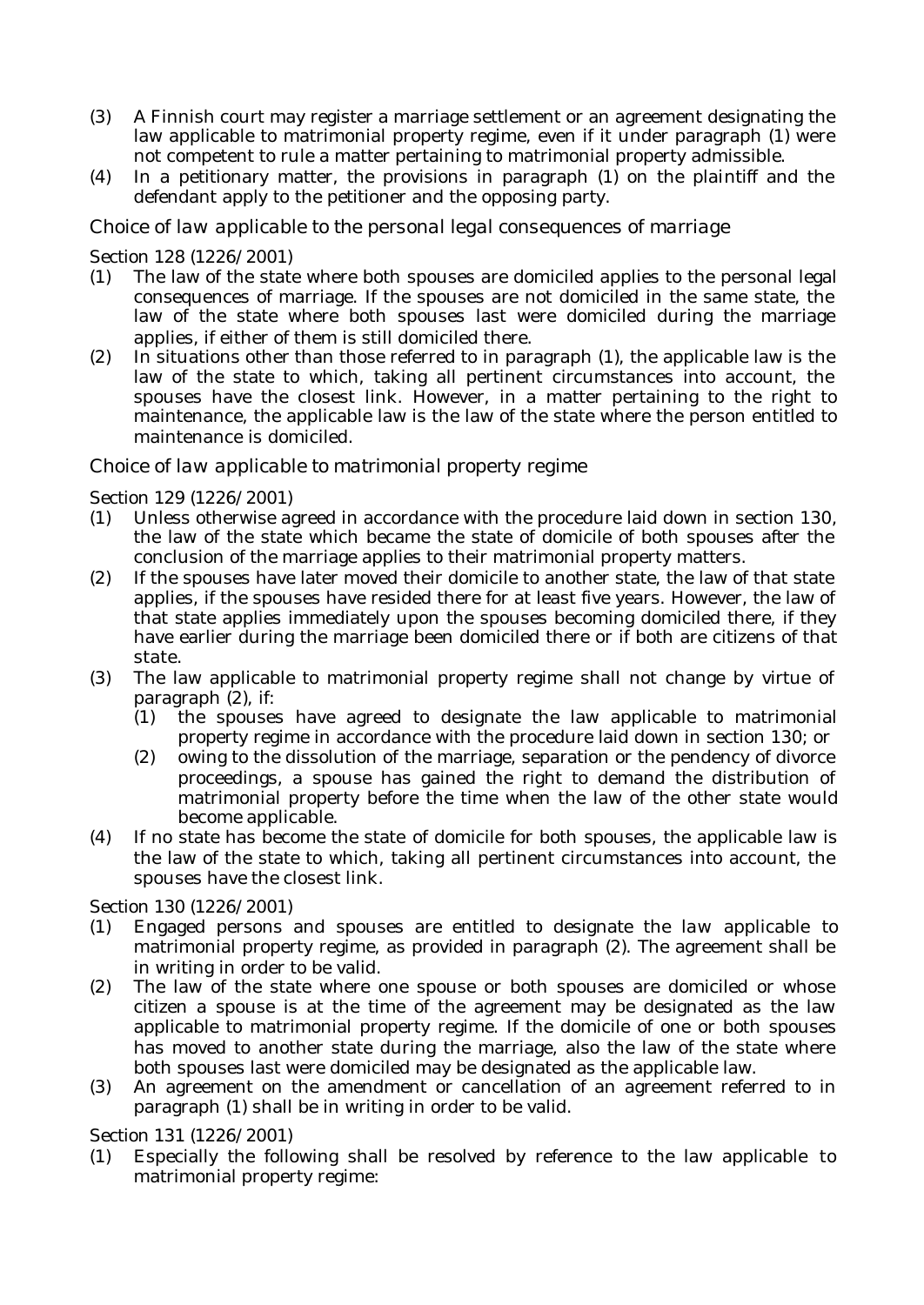(3) A Finnish court may register a marriage settlement or an agreement designating the law applicable to matrimonial property regime, even if it under paragraph (1) were not competent to rule a matter pertaining to matrimonial property admissible.

(4) In a petitionary matter, the provisions in paragraph (1) on the plaintiff and the defendant apply to the petitioner and the opposing party.

*Choice of law applicable to the personal legal consequences of marriage*

Section 128 (1226/2001)

(1) The law of the state where both spouses are domiciled applies to the personal legal consequences of marriage. If the spouses are not domiciled in the same state, the law of the state where both spouses last were domiciled during the marriage applies, if either of them is still domiciled there.

(2) In situations other than those referred to in paragraph (1), the applicable law is the law of the state to which, taking all pertinent circumstances into account, the spouses have the closest link. However, in a matter pertaining to the right to maintenance, the applicable law is the law of the state where the person entitled to maintenance is domiciled.

*Choice of law applicable to matrimonial property regime*

Section 129 (1226/2001)

(1) Unless otherwise agreed in accordance with the procedure laid down in section 130, the law of the state which became the state of domicile of both spouses after the conclusion of the marriage applies to their matrimonial property matters.

(2) If the spouses have later moved their domicile to another state, the law of that state applies, if the spouses have resided there for at least five years. However, the law of that state applies immediately upon the spouses becoming domiciled there, if they have earlier during the marriage been domiciled there or if both are citizens of that state.

(3) The law applicable to matrimonial property regime shall not change by virtue of paragraph (2), if:
   (1) the spouses have agreed to designate the law applicable to matrimonial property regime in accordance with the procedure laid down in section 130; or
   (2) owing to the dissolution of the marriage, separation or the pendency of divorce proceedings, a spouse has gained the right to demand the distribution of matrimonial property before the time when the law of the other state would become applicable.

(4) If no state has become the state of domicile for both spouses, the applicable law is the law of the state to which, taking all pertinent circumstances into account, the spouses have the closest link.

Section 130 (1226/2001)

(1) Engaged persons and spouses are entitled to designate the law applicable to matrimonial property regime, as provided in paragraph (2). The agreement shall be in writing in order to be valid.

(2) The law of the state where one spouse or both spouses are domiciled or whose citizen a spouse is at the time of the agreement may be designated as the law applicable to matrimonial property regime. If the domicile of one or both spouses has moved to another state during the marriage, also the law of the state where both spouses last were domiciled may be designated as the applicable law.

(3) An agreement on the amendment or cancellation of an agreement referred to in paragraph (1) shall be in writing in order to be valid.

Section 131 (1226/2001)

(1) Especially the following shall be resolved by reference to the law applicable to matrimonial property regime: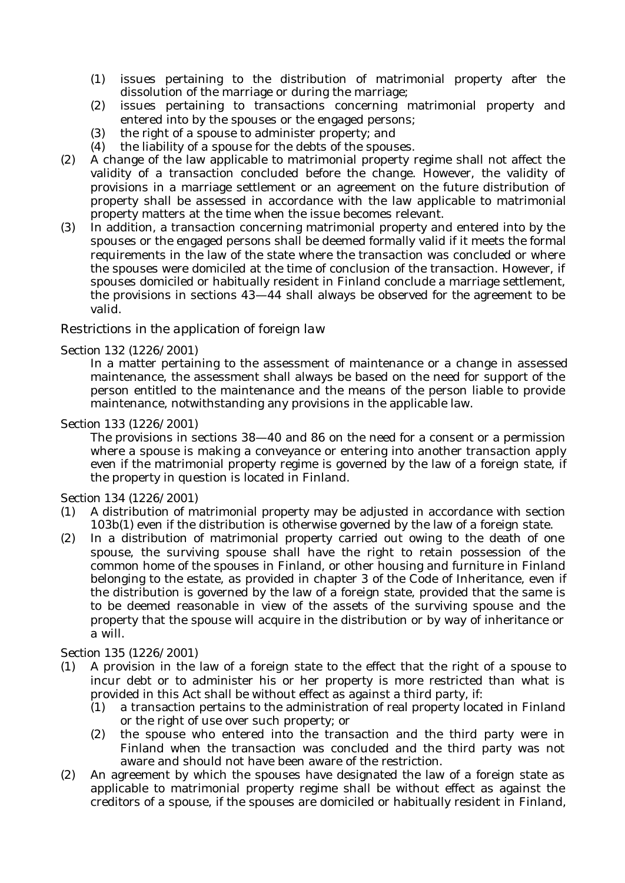(1) issues pertaining to the distribution of matrimonial property after the dissolution of the marriage or during the marriage;
(2) issues pertaining to transactions concerning matrimonial property and entered into by the spouses or the engaged persons;
(3) the right of a spouse to administer property; and
(4) the liability of a spouse for the debts of the spouses.

(2) A change of the law applicable to matrimonial property regime shall not affect the validity of a transaction concluded before the change. However, the validity of provisions in a marriage settlement or an agreement on the future distribution of property shall be assessed in accordance with the law applicable to matrimonial property matters at the time when the issue becomes relevant.

(3) In addition, a transaction concerning matrimonial property and entered into by the spouses or the engaged persons shall be deemed formally valid if it meets the formal requirements in the law of the state where the transaction was concluded or where the spouses were domiciled at the time of conclusion of the transaction. However, if spouses domiciled or habitually resident in Finland conclude a marriage settlement, the provisions in sections 43—44 shall always be observed for the agreement to be valid.

### *Restrictions in the application of foreign law*

Section 132 (1226/2001)

In a matter pertaining to the assessment of maintenance or a change in assessed maintenance, the assessment shall always be based on the need for support of the person entitled to the maintenance and the means of the person liable to provide maintenance, notwithstanding any provisions in the applicable law.

Section 133 (1226/2001)

The provisions in sections 38—40 and 86 on the need for a consent or a permission where a spouse is making a conveyance or entering into another transaction apply even if the matrimonial property regime is governed by the law of a foreign state, if the property in question is located in Finland.

Section 134 (1226/2001)

(1) A distribution of matrimonial property may be adjusted in accordance with section 103b(1) even if the distribution is otherwise governed by the law of a foreign state.

(2) In a distribution of matrimonial property carried out owing to the death of one spouse, the surviving spouse shall have the right to retain possession of the common home of the spouses in Finland, or other housing and furniture in Finland belonging to the estate, as provided in chapter 3 of the Code of Inheritance, even if the distribution is governed by the law of a foreign state, provided that the same is to be deemed reasonable in view of the assets of the surviving spouse and the property that the spouse will acquire in the distribution or by way of inheritance or a will.

Section 135 (1226/2001)

(1) A provision in the law of a foreign state to the effect that the right of a spouse to incur debt or to administer his or her property is more restricted than what is provided in this Act shall be without effect as against a third party, if:
(1) a transaction pertains to the administration of real property located in Finland or the right of use over such property; or
(2) the spouse who entered into the transaction and the third party were in Finland when the transaction was concluded and the third party was not aware and should not have been aware of the restriction.

(2) An agreement by which the spouses have designated the law of a foreign state as applicable to matrimonial property regime shall be without effect as against the creditors of a spouse, if the spouses are domiciled or habitually resident in Finland,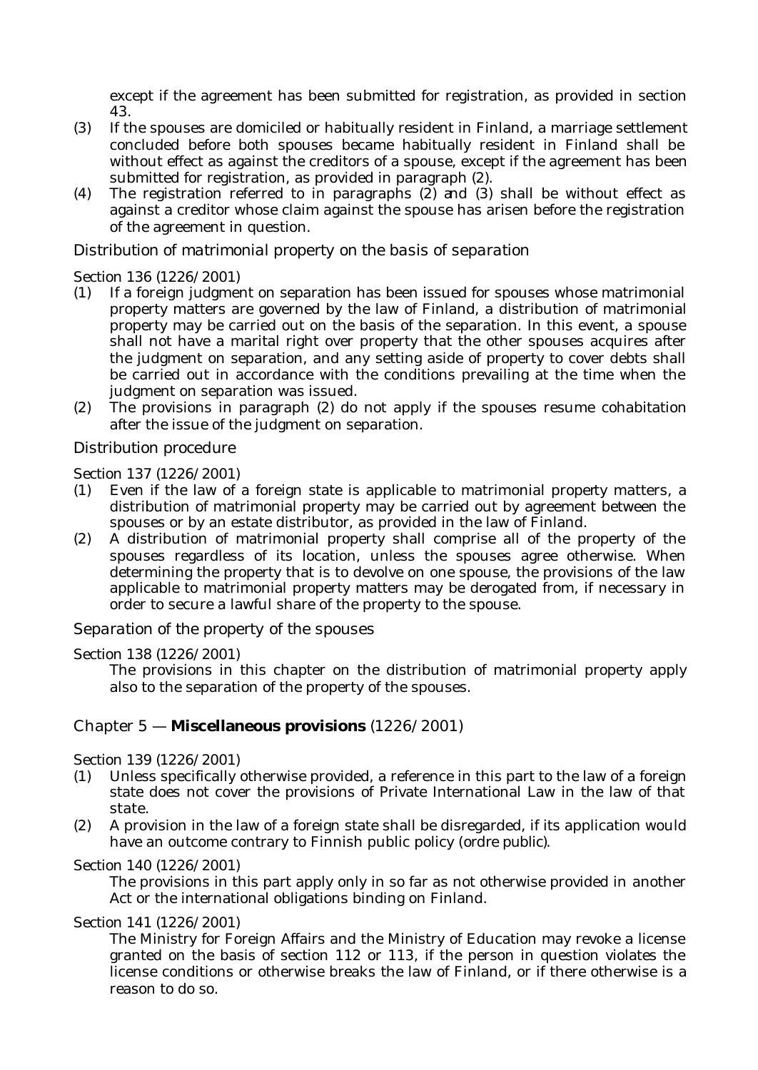except if the agreement has been submitted for registration, as provided in section 43.

(3) If the spouses are domiciled or habitually resident in Finland, a marriage settlement concluded before both spouses became habitually resident in Finland shall be without effect as against the creditors of a spouse, except if the agreement has been submitted for registration, as provided in paragraph (2).

(4) The registration referred to in paragraphs (2) and (3) shall be without effect as against a creditor whose claim against the spouse has arisen before the registration of the agreement in question.

*Distribution of matrimonial property on the basis of separation*

Section 136 (1226/2001)

(1) If a foreign judgment on separation has been issued for spouses whose matrimonial property matters are governed by the law of Finland, a distribution of matrimonial property may be carried out on the basis of the separation. In this event, a spouse shall not have a marital right over property that the other spouses acquires after the judgment on separation, and any setting aside of property to cover debts shall be carried out in accordance with the conditions prevailing at the time when the judgment on separation was issued.

(2) The provisions in paragraph (2) do not apply if the spouses resume cohabitation after the issue of the judgment on separation.

*Distribution procedure*

Section 137 (1226/2001)

(1) Even if the law of a foreign state is applicable to matrimonial property matters, a distribution of matrimonial property may be carried out by agreement between the spouses or by an estate distributor, as provided in the law of Finland.

(2) A distribution of matrimonial property shall comprise all of the property of the spouses regardless of its location, unless the spouses agree otherwise. When determining the property that is to devolve on one spouse, the provisions of the law applicable to matrimonial property matters may be derogated from, if necessary in order to secure a lawful share of the property to the spouse.

*Separation of the property of the spouses*

Section 138 (1226/2001)

The provisions in this chapter on the distribution of matrimonial property apply also to the separation of the property of the spouses.

## Chapter 5 — **Miscellaneous provisions** (1226/2001)

Section 139 (1226/2001)

(1) Unless specifically otherwise provided, a reference in this part to the law of a foreign state does not cover the provisions of Private International Law in the law of that state.

(2) A provision in the law of a foreign state shall be disregarded, if its application would have an outcome contrary to Finnish public policy (*ordre public*).

Section 140 (1226/2001)

The provisions in this part apply only in so far as not otherwise provided in another Act or the international obligations binding on Finland.

Section 141 (1226/2001)

The Ministry for Foreign Affairs and the Ministry of Education may revoke a license granted on the basis of section 112 or 113, if the person in question violates the license conditions or otherwise breaks the law of Finland, or if there otherwise is a reason to do so.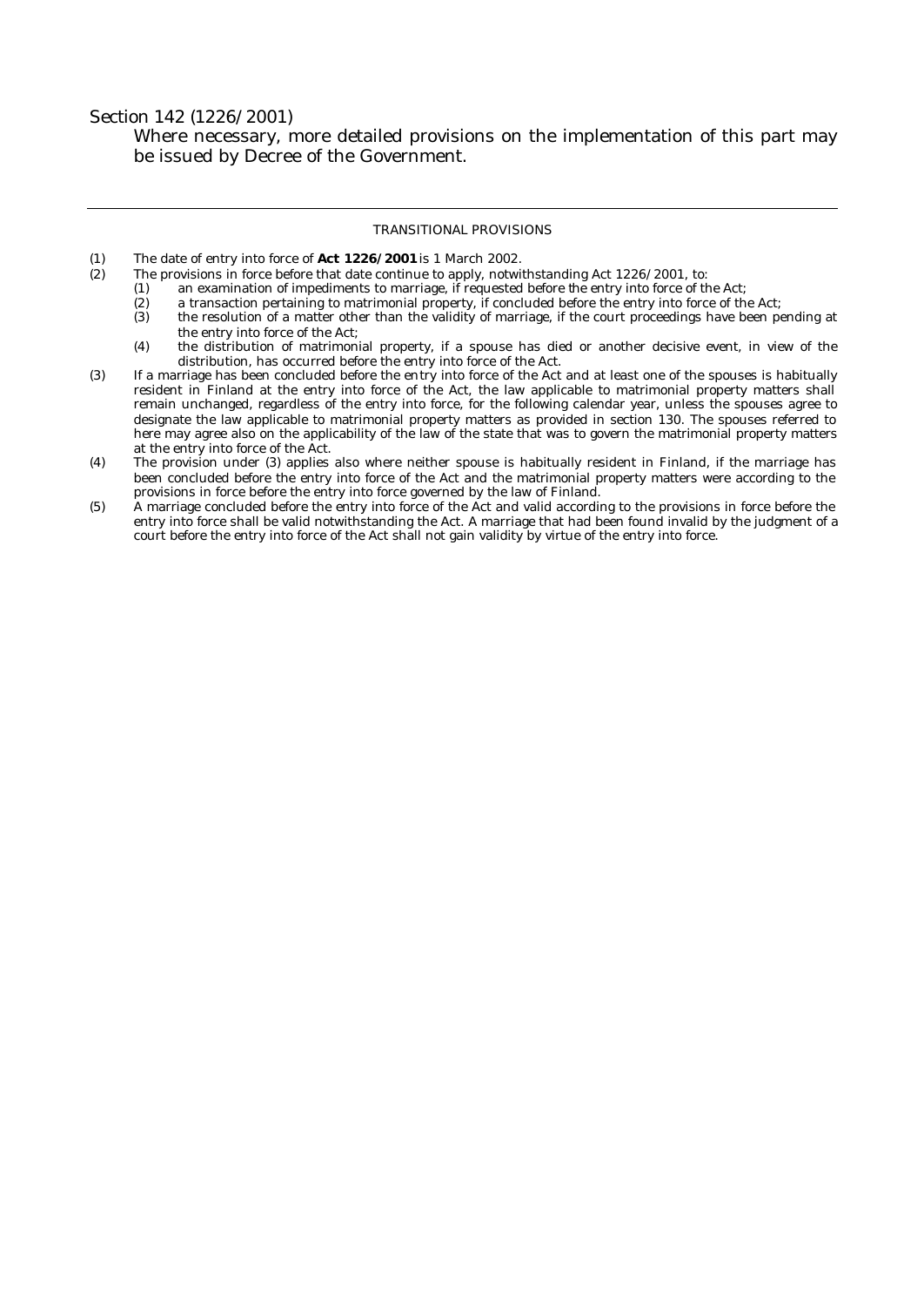Section 142 (1226/2001)

Where necessary, more detailed provisions on the implementation of this part may be issued by Decree of the Government.

---

TRANSITIONAL PROVISIONS

(1) The date of entry into force of **Act 1226/2001** is 1 March 2002.

(2) The provisions in force before that date continue to apply, notwithstanding Act 1226/2001, to:

- (1) an examination of impediments to marriage, if requested before the entry into force of the Act;
- (2) a transaction pertaining to matrimonial property, if concluded before the entry into force of the Act;
- (3) the resolution of a matter other than the validity of marriage, if the court proceedings have been pending at the entry into force of the Act;
- (4) the distribution of matrimonial property, if a spouse has died or another decisive event, in view of the distribution, has occurred before the entry into force of the Act.

(3) If a marriage has been concluded before the entry into force of the Act and at least one of the spouses is habitually resident in Finland at the entry into force of the Act, the law applicable to matrimonial property matters shall remain unchanged, regardless of the entry into force, for the following calendar year, unless the spouses agree to designate the law applicable to matrimonial property matters as provided in section 130. The spouses referred to here may agree also on the applicability of the law of the state that was to govern the matrimonial property matters at the entry into force of the Act.

(4) The provision under (3) applies also where neither spouse is habitually resident in Finland, if the marriage has been concluded before the entry into force of the Act and the matrimonial property matters were according to the provisions in force before the entry into force governed by the law of Finland.

(5) A marriage concluded before the entry into force of the Act and valid according to the provisions in force before the entry into force shall be valid notwithstanding the Act. A marriage that had been found invalid by the judgment of a court before the entry into force of the Act shall not gain validity by virtue of the entry into force.